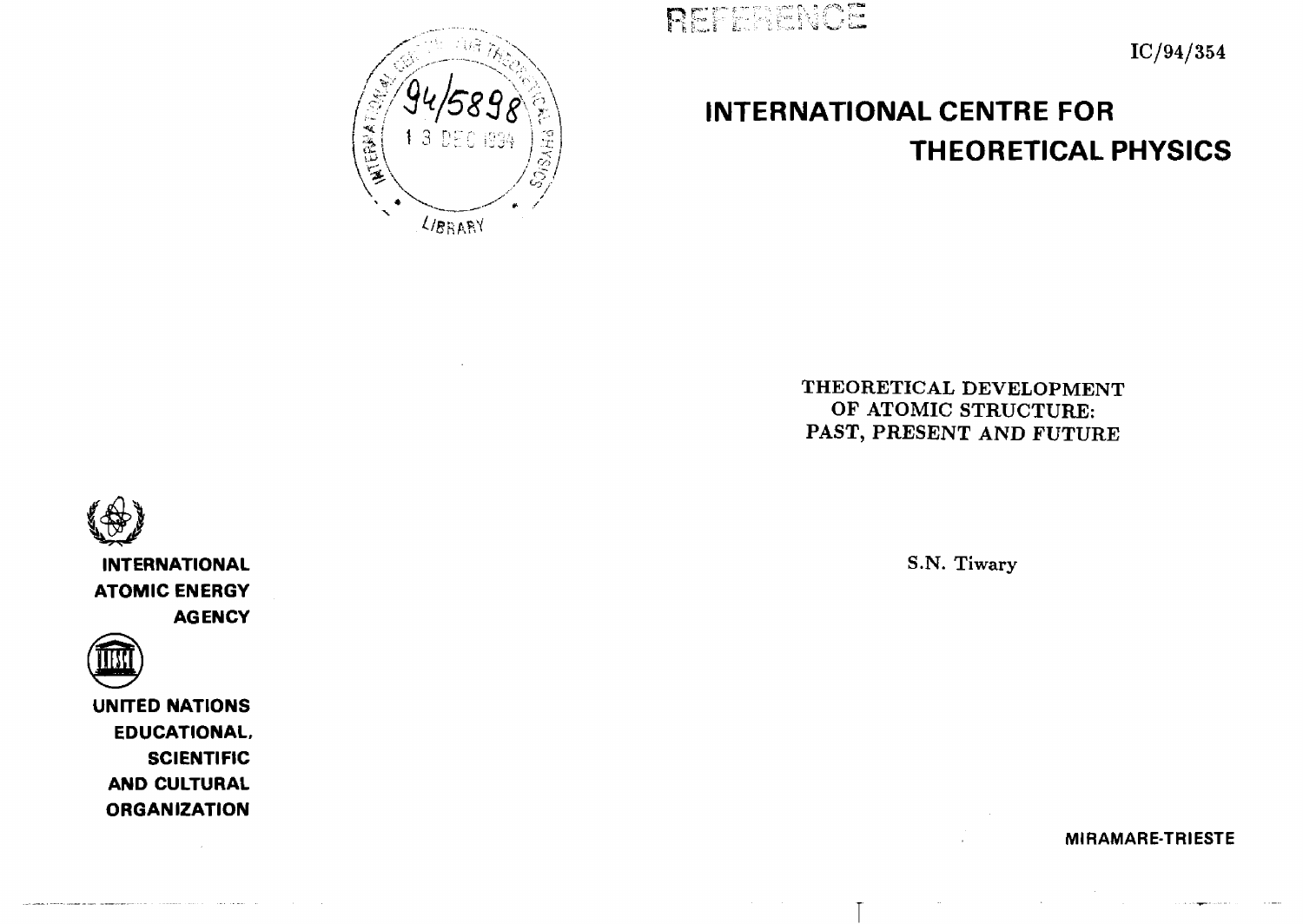REFERENCE

IC/94/354

# INTERNATIONAL CENTRE FOR THEORETICAL PHYSICS

## THEORETICAL DEVELOPMENT OF ATOMIC STRUCTURE: PAST, PRESENT AND FUTURE

S.N. Tiwary

INTERNATIONAL ATOMIC ENERGY AGENCY

UNITED NATIONS EDUCATIONAL, SCIENTIFIC AND CULTURAL ORGANIZATION

MIRAMARE-TRIESTE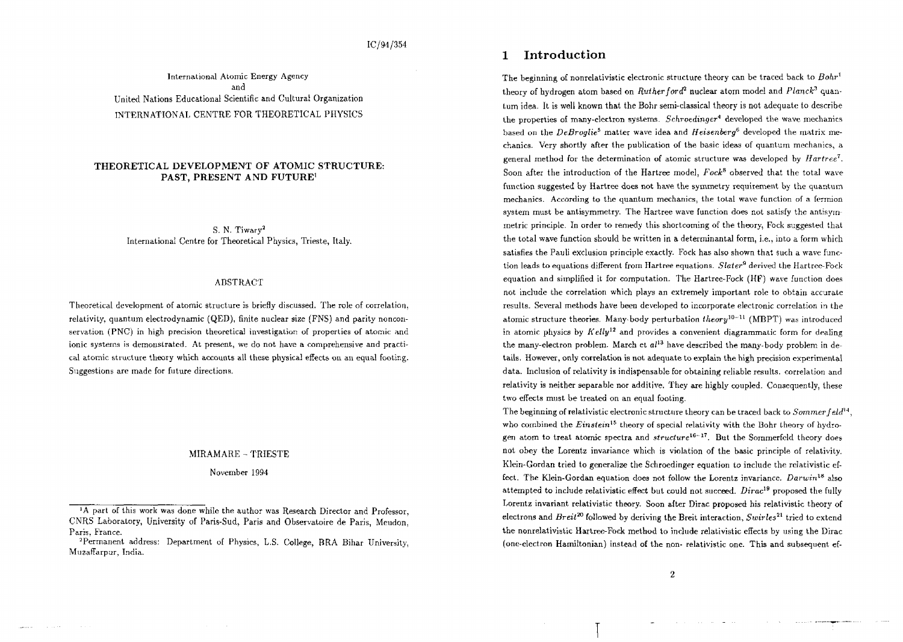IC/94/354

International Atomic Energy Agency
and
United Nations Educational Scientific and Cultural Organization
INTERNATIONAL CENTRE FOR THEORETICAL PHYSICS

**THEORETICAL DEVELOPMENT OF ATOMIC STRUCTURE: PAST, PRESENT AND FUTURE**[1]

S. N. Tiwary[2]
International Centre for Theoretical Physics, Trieste, Italy.

ABSTRACT

Theoretical development of atomic structure is briefly discussed. The role of correlation, relativity, quantum electrodynamic (QED), finite nuclear size (FNS) and parity nonconservation (PNC) in high precision theoretical investigation of properties of atomic and ionic systems is demonstrated. At present, we do not have a comprehensive and practical atomic structure theory which accounts all these physical effects on an equal footing. Suggestions are made for future directions.

MIRAMARE – TRIESTE

November 1994

[1] A part of this work was done while the author was Research Director and Professor, CNRS Laboratory, University of Paris-Sud, Paris and Observatoire de Paris, Meudon, Paris, France.

[2] Permanent address: Department of Physics, L.S. College, BRA Bihar University, Muzaffarpur, India.

# 1 Introduction

The beginning of nonrelativistic electronic structure theory can be traced back to *Bohr*[1] theory of hydrogen atom based on *Rutherford*[2] nuclear atom model and *Planck*[3] quantum idea. It is well known that the Bohr semi-classical theory is not adequate to describe the properties of many-electron systems. *Schroedinger*[4] developed the wave mechanics based on the *DeBroglie*[5] matter wave idea and *Heisenberg*[6] developed the matrix mechanics. Very shortly after the publication of the basic ideas of quantum mechanics, a general method for the determination of atomic structure was developed by *Hartree*[7]. Soon after the introduction of the Hartree model, *Fock*[8] observed that the total wave function suggested by Hartree does not have the symmetry requirement by the quantum mechanics. According to the quantum mechanics, the total wave function of a fermion system must be antisymmetry. The Hartree wave function does not satisfy the antisymmetric principle. In order to remedy this shortcoming of the theory, Fock suggested that the total wave function should be written in a determinantal form, i.e., into a form which satisfies the Pauli exclusion principle exactly. Fock has also shown that such a wave function leads to equations different from Hartree equations. *Slater*[9] derived the Hartree-Fock equation and simplified it for computation. The Hartree-Fock (HF) wave function does not include the correlation which plays an extremely important role to obtain accurate results. Several methods have been developed to incorporate electronic correlation in the atomic structure theories. Many-body perturbation *theory*[10-11] (MBPT) was introduced in atomic physics by *Kelly*[12] and provides a convenient diagrammatic form for dealing the many-electron problem. March et *al*[13] have described the many-body problem in details. However, only correlation is not adequate to explain the high precision experimental data. Inclusion of relativity is indispensable for obtaining reliable results. correlation and relativity is neither separable nor additive. They are highly coupled. Consequently, these two effects must be treated on an equal footing.

The beginning of relativistic electronic structure theory can be traced back to *Sommerfeld*[14], who combined the *Einstein*[15] theory of special relativity with the Bohr theory of hydrogen atom to treat atomic spectra and *structure*[16-17]. But the Sommerfeld theory does not obey the Lorentz invariance which is violation of the basic principle of relativity. Klein-Gordan tried to generalize the Schroedinger equation to include the relativistic effect. The Klein-Gordan equation does not follow the Lorentz invariance. *Darwin*[18] also attempted to include relativistic effect but could not succeed. *Dirac*[19] proposed the fully Lorentz invariant relativistic theory. Soon after Dirac proposed his relativistic theory of electrons and *Breit*[20] followed by deriving the Breit interaction, *Swirles*[21] tried to extend the nonrelativistic Hartree-Fock method to include relativistic effects by using the Dirac (one-electron Hamiltonian) instead of the non- relativistic one. This and subsequent ef-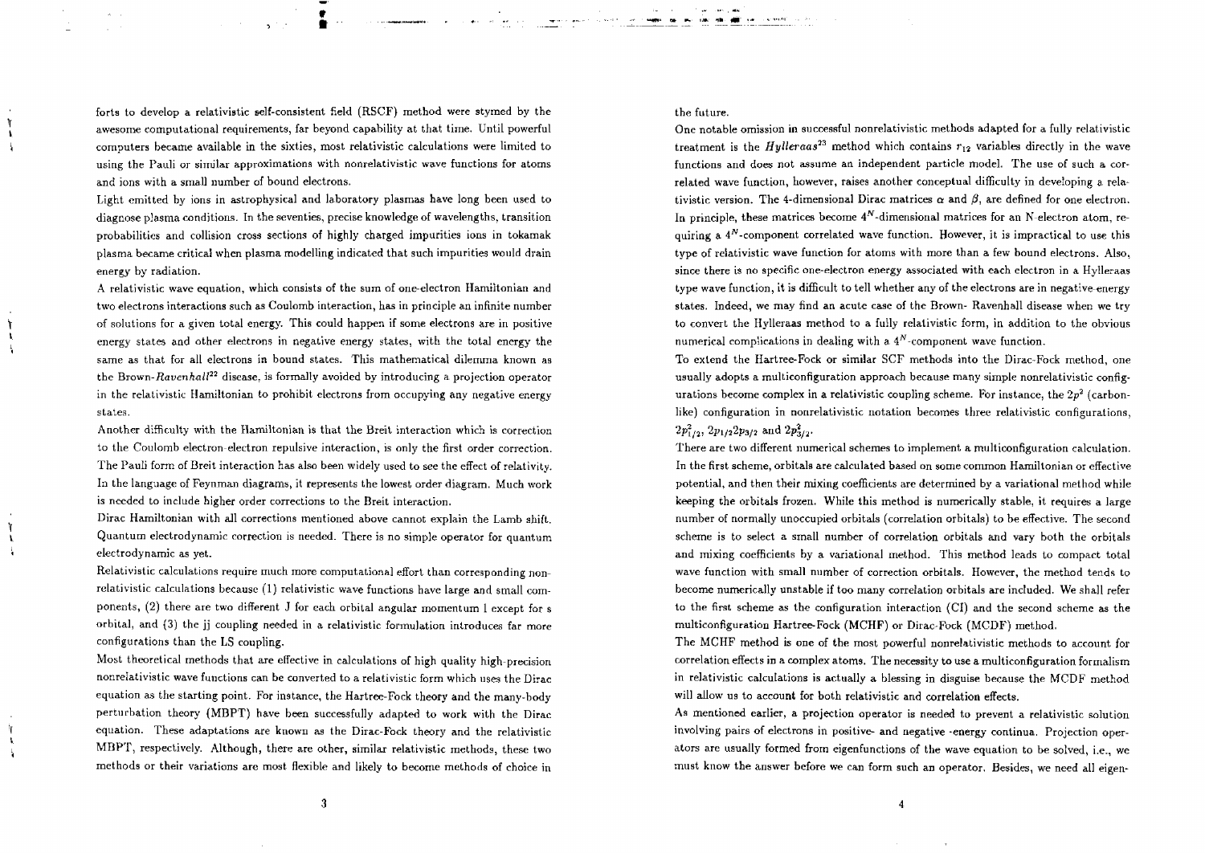forts to develop a relativistic self-consistent field (RSCF) method were stymed by the awesome computational requirements, far beyond capability at that time. Until powerful computers became available in the sixties, most relativistic calculations were limited to using the Pauli or similar approximations with nonrelativistic wave functions for atoms and ions with a small number of bound electrons.

Light emitted by ions in astrophysical and laboratory plasmas have long been used to diagnose plasma conditions. In the seventies, precise knowledge of wavelengths, transition probabilities and collision cross sections of highly charged impurities ions in tokamak plasma became critical when plasma modelling indicated that such impurities would drain energy by radiation.

A relativistic wave equation, which consists of the sum of one-electron Hamiltonian and two electrons interactions such as Coulomb interaction, has in principle an infinite number of solutions for a given total energy. This could happen if some electrons are in positive energy states and other electrons in negative energy states, with the total energy the same as that for all electrons in bound states. This mathematical dilemma known as the Brown-*Ravenhall*[22] disease, is formally avoided by introducing a projection operator in the relativistic Hamiltonian to prohibit electrons from occupying any negative energy states.

Another difficulty with the Hamiltonian is that the Breit interaction which is correction to the Coulomb electron-electron repulsive interaction, is only the first order correction. The Pauli form of Breit interaction has also been widely used to see the effect of relativity. In the language of Feynman diagrams, it represents the lowest order diagram. Much work is needed to include higher order corrections to the Breit interaction.

Dirac Hamiltonian with all corrections mentioned above cannot explain the Lamb shift. Quantum electrodynamic correction is needed. There is no simple operator for quantum electrodynamic as yet.

Relativistic calculations require much more computational effort than corresponding nonrelativistic calculations because (1) relativistic wave functions have large and small components, (2) there are two different J for each orbital angular momentum l except for s orbital, and (3) the jj coupling needed in a relativistic formulation introduces far more configurations than the LS coupling.

Most theoretical methods that are effective in calculations of high quality high-precision nonrelativistic wave functions can be converted to a relativistic form which uses the Dirac equation as the starting point. For instance, the Hartree-Fock theory and the many-body perturbation theory (MBPT) have been successfully adapted to work with the Dirac equation. These adaptations are known as the Dirac-Fock theory and the relativistic MBPT, respectively. Although, there are other, similar relativistic methods, these two methods or their variations are most flexible and likely to become methods of choice in the future.

One notable omission in successful nonrelativistic methods adapted for a fully relativistic treatment is the *Hylleraas*[23] method which contains $r_{12}$ variables directly in the wave functions and does not assume an independent particle model. The use of such a correlated wave function, however, raises another conceptual difficulty in developing a relativistic version. The 4-dimensional Dirac matrices $\alpha$ and $\beta$, are defined for one electron. In principle, these matrices become $4^N$-dimensional matrices for an N-electron atom, requiring a $4^N$-component correlated wave function. However, it is impractical to use this type of relativistic wave function for atoms with more than a few bound electrons. Also, since there is no specific one-electron energy associated with each electron in a Hylleraas type wave function, it is difficult to tell whether any of the electrons are in negative-energy states. Indeed, we may find an acute case of the Brown- Ravenhall disease when we try to convert the Hylleraas method to a fully relativistic form, in addition to the obvious numerical complications in dealing with a $4^N$-component wave function.

To extend the Hartree-Fock or similar SCF methods into the Dirac-Fock method, one usually adopts a multiconfiguration approach because many simple nonrelativistic configurations become complex in a relativistic coupling scheme. For instance, the $2p^2$ (carbon-like) configuration in nonrelativistic notation becomes three relativistic configurations, $2p_{1/2}^2$, $2p_{1/2}2p_{3/2}$ and $2p_{3/2}^2$.

There are two different numerical schemes to implement a multiconfiguration calculation. In the first scheme, orbitals are calculated based on some common Hamiltonian or effective potential, and then their mixing coefficients are determined by a variational method while keeping the orbitals frozen. While this method is numerically stable, it requires a large number of normally unoccupied orbitals (correlation orbitals) to be effective. The second scheme is to select a small number of correlation orbitals and vary both the orbitals and mixing coefficients by a variational method. This method leads to compact total wave function with small number of correction orbitals. However, the method tends to become numerically unstable if too many correlation orbitals are included. We shall refer to the first scheme as the configuration interaction (CI) and the second scheme as the multiconfiguration Hartree-Fock (MCHF) or Dirac-Fock (MCDF) method.

The MCHF method is one of the most powerful nonrelativistic methods to account for correlation effects in a complex atoms. The necessity to use a multiconfiguration formalism in relativistic calculations is actually a blessing in disguise because the MCDF method will allow us to account for both relativistic and correlation effects.

As mentioned earlier, a projection operator is needed to prevent a relativistic solution involving pairs of electrons in positive- and negative -energy continua. Projection operators are usually formed from eigenfunctions of the wave equation to be solved, i.e., we must know the answer before we can form such an operator. Besides, we need all eigen-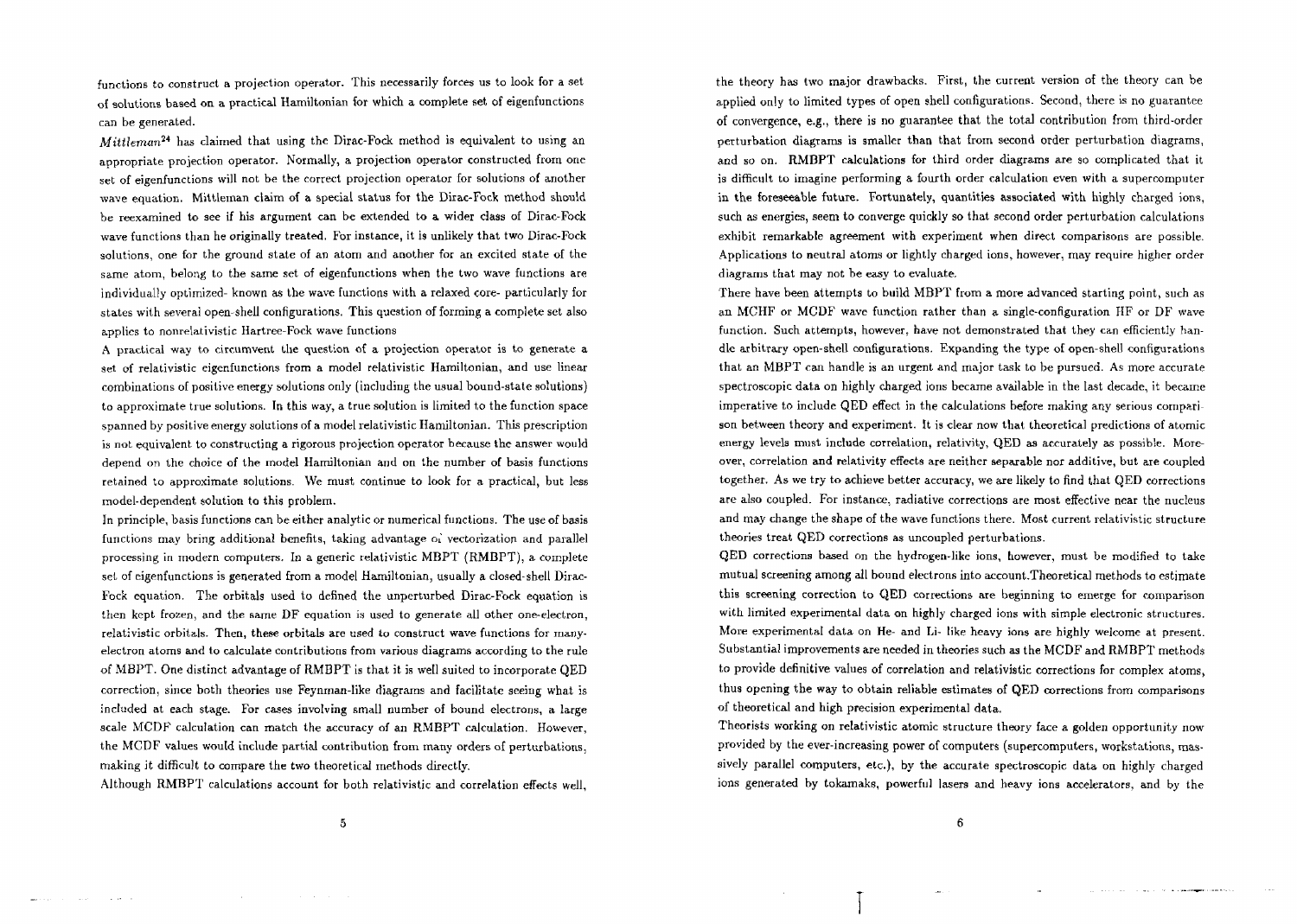functions to construct a projection operator. This necessarily forces us to look for a set of solutions based on a practical Hamiltonian for which a complete set of eigenfunctions can be generated.

*Mittleman*[24] has claimed that using the Dirac-Fock method is equivalent to using an appropriate projection operator. Normally, a projection operator constructed from one set of eigenfunctions will not be the correct projection operator for solutions of another wave equation. Mittleman claim of a special status for the Dirac-Fock method should be reexamined to see if his argument can be extended to a wider class of Dirac-Fock wave functions than he originally treated. For instance, it is unlikely that two Dirac-Fock solutions, one for the ground state of an atom and another for an excited state of the same atom, belong to the same set of eigenfunctions when the two wave functions are individually optimized- known as the wave functions with a relaxed core- particularly for states with several open-shell configurations. This question of forming a complete set also applies to nonrelativistic Hartree-Fock wave functions

A practical way to circumvent the question of a projection operator is to generate a set of relativistic eigenfunctions from a model relativistic Hamiltonian, and use linear combinations of positive energy solutions only (including the usual bound-state solutions) to approximate true solutions. In this way, a true solution is limited to the function space spanned by positive energy solutions of a model relativistic Hamiltonian. This prescription is not equivalent to constructing a rigorous projection operator because the answer would depend on the choice of the model Hamiltonian and on the number of basis functions retained to approximate solutions. We must continue to look for a practical, but less model-dependent solution to this problem.

In principle, basis functions can be either analytic or numerical functions. The use of basis functions may bring additional benefits, taking advantage of vectorization and parallel processing in modern computers. In a generic relativistic MBPT (RMBPT), a complete set of eigenfunctions is generated from a model Hamiltonian, usually a closed-shell Dirac-Fock equation. The orbitals used to defined the unperturbed Dirac-Fock equation is then kept frozen, and the same DF equation is used to generate all other one-electron, relativistic orbitals. Then, these orbitals are used to construct wave functions for many-electron atoms and to calculate contributions from various diagrams according to the rule of MBPT. One distinct advantage of RMBPT is that it is well suited to incorporate QED correction, since both theories use Feynman-like diagrams and facilitate seeing what is included at each stage. For cases involving small number of bound electrons, a large scale MCDF calculation can match the accuracy of an RMBPT calculation. However, the MCDF values would include partial contribution from many orders of perturbations, making it difficult to compare the two theoretical methods directly.

Although RMBPT calculations account for both relativistic and correlation effects well, the theory has two major drawbacks. First, the current version of the theory can be applied only to limited types of open shell configurations. Second, there is no guarantee of convergence, e.g., there is no guarantee that the total contribution from third-order perturbation diagrams is smaller than that from second order perturbation diagrams, and so on. RMBPT calculations for third order diagrams are so complicated that it is difficult to imagine performing a fourth order calculation even with a supercomputer in the foreseeable future. Fortunately, quantities associated with highly charged ions, such as energies, seem to converge quickly so that second order perturbation calculations exhibit remarkable agreement with experiment when direct comparisons are possible. Applications to neutral atoms or lightly charged ions, however, may require higher order diagrams that may not be easy to evaluate.

There have been attempts to build MBPT from a more advanced starting point, such as an MCHF or MCDF wave function rather than a single-configuration HF or DF wave function. Such attempts, however, have not demonstrated that they can efficiently handle arbitrary open-shell configurations. Expanding the type of open-shell configurations that an MBPT can handle is an urgent and major task to be pursued. As more accurate spectroscopic data on highly charged ions became available in the last decade, it became imperative to include QED effect in the calculations before making any serious comparison between theory and experiment. It is clear now that theoretical predictions of atomic energy levels must include correlation, relativity, QED as accurately as possible. Moreover, correlation and relativity effects are neither separable nor additive, but are coupled together. As we try to achieve better accuracy, we are likely to find that QED corrections are also coupled. For instance, radiative corrections are most effective near the nucleus and may change the shape of the wave functions there. Most current relativistic structure theories treat QED corrections as uncoupled perturbations.

QED corrections based on the hydrogen-like ions, however, must be modified to take mutual screening among all bound electrons into account.Theoretical methods to estimate this screening correction to QED corrections are beginning to emerge for comparison with limited experimental data on highly charged ions with simple electronic structures. More experimental data on He- and Li- like heavy ions are highly welcome at present. Substantial improvements are needed in theories such as the MCDF and RMBPT methods to provide definitive values of correlation and relativistic corrections for complex atoms, thus opening the way to obtain reliable estimates of QED corrections from comparisons of theoretical and high precision experimental data.

Theorists working on relativistic atomic structure theory face a golden opportunity now provided by the ever-increasing power of computers (supercomputers, workstations, massively parallel computers, etc.), by the accurate spectroscopic data on highly charged ions generated by tokamaks, powerful lasers and heavy ions accelerators, and by the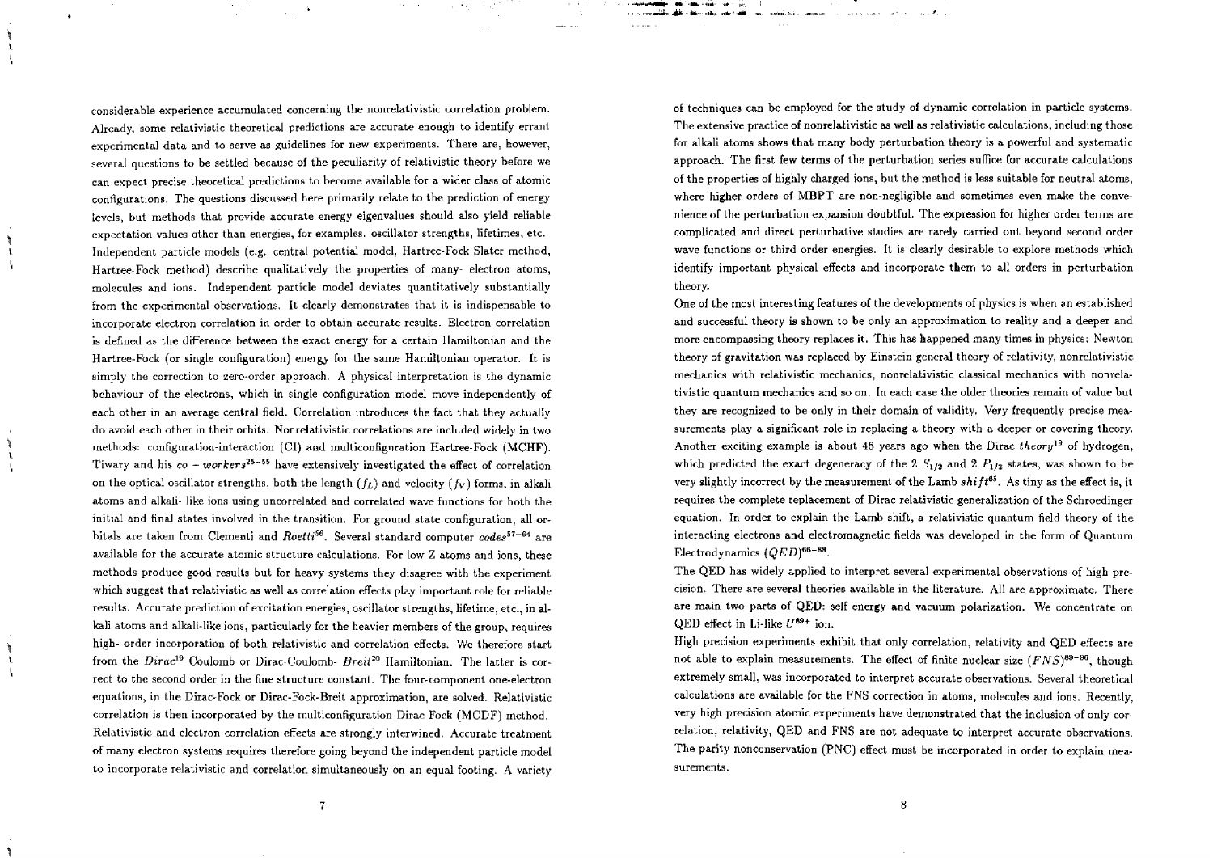considerable experience accumulated concerning the nonrelativistic correlation problem. Already, some relativistic theoretical predictions are accurate enough to identify errant experimental data and to serve as guidelines for new experiments. There are, however, several questions to be settled because of the peculiarity of relativistic theory before we can expect precise theoretical predictions to become available for a wider class of atomic configurations. The questions discussed here primarily relate to the prediction of energy levels, but methods that provide accurate energy eigenvalues should also yield reliable expectation values other than energies, for examples. oscillator strengths, lifetimes, etc. Independent particle models (e.g. central potential model, Hartree-Fock Slater method, Hartree-Fock method) describe qualitatively the properties of many- electron atoms, molecules and ions. Independent particle model deviates quantitatively substantially from the experimental observations. It clearly demonstrates that it is indispensable to incorporate electron correlation in order to obtain accurate results. Electron correlation is defined as the difference between the exact energy for a certain Hamiltonian and the Hartree-Fock (or single configuration) energy for the same Hamiltonian operator. It is simply the correction to zero-order approach. A physical interpretation is the dynamic behaviour of the electrons, which in single configuration model move independently of each other in an average central field. Correlation introduces the fact that they actually do avoid each other in their orbits. Nonrelativistic correlations are included widely in two methods: configuration-interaction (CI) and multiconfiguration Hartree-Fock (MCHF). Tiwary and his *co − workers*[25−55] have extensively investigated the effect of correlation on the optical oscillator strengths, both the length ($f_L$) and velocity ($f_V$) forms, in alkali atoms and alkali- like ions using uncorrelated and correlated wave functions for both the initial and final states involved in the transition. For ground state configuration, all orbitals are taken from Clementi and *Roetti*[56]. Several standard computer *codes*[57−64] are available for the accurate atomic structure calculations. For low Z atoms and ions, these methods produce good results but for heavy systems they disagree with the experiment which suggest that relativistic as well as correlation effects play important role for reliable results. Accurate prediction of excitation energies, oscillator strengths, lifetime, etc., in alkali atoms and alkali-like ions, particularly for the heavier members of the group, requires high- order incorporation of both relativistic and correlation effects. We therefore start from the *Dirac*[19] Coulomb or Dirac-Coulomb- *Breit*[20] Hamiltonian. The latter is correct to the second order in the fine structure constant. The four-component one-electron equations, in the Dirac-Fock or Dirac-Fock-Breit approximation, are solved. Relativistic correlation is then incorporated by the multiconfiguration Dirac-Fock (MCDF) method. Relativistic and electron correlation effects are strongly interwined. Accurate treatment of many electron systems requires therefore going beyond the independent particle model to incorporate relativistic and correlation simultaneously on an equal footing. A variety of techniques can be employed for the study of dynamic correlation in particle systems. The extensive practice of nonrelativistic as well as relativistic calculations, including those for alkali atoms shows that many body perturbation theory is a powerful and systematic approach. The first few terms of the perturbation series suffice for accurate calculations of the properties of highly charged ions, but the method is less suitable for neutral atoms, where higher orders of MBPT are non-negligible and sometimes even make the convenience of the perturbation expansion doubtful. The expression for higher order terms are complicated and direct perturbative studies are rarely carried out beyond second order wave functions or third order energies. It is clearly desirable to explore methods which identify important physical effects and incorporate them to all orders in perturbation theory.

One of the most interesting features of the developments of physics is when an established and successful theory is shown to be only an approximation to reality and a deeper and more encompassing theory replaces it. This has happened many times in physics: Newton theory of gravitation was replaced by Einstein general theory of relativity, nonrelativistic mechanics with relativistic mechanics, nonrelativistic classical mechanics with nonrelativistic quantum mechanics and so on. In each case the older theories remain of value but they are recognized to be only in their domain of validity. Very frequently precise measurements play a significant role in replacing a theory with a deeper or covering theory. Another exciting example is about 46 years ago when the Dirac *theory*[19] of hydrogen, which predicted the exact degeneracy of the 2 $S_{1/2}$ and 2 $P_{1/2}$ states, was shown to be very slightly incorrect by the measurement of the Lamb *shift*[65]. As tiny as the effect is, it requires the complete replacement of Dirac relativistic generalization of the Schroedinger equation. In order to explain the Lamb shift, a relativistic quantum field theory of the interacting electrons and electromagnetic fields was developed in the form of Quantum Electrodynamics $(QED)$[66−88].

The QED has widely applied to interpret several experimental observations of high precision. There are several theories available in the literature. All are approximate. There are main two parts of QED: self energy and vacuum polarization. We concentrate on QED effect in Li-like $U^{89+}$ ion.

High precision experiments exhibit that only correlation, relativity and QED effects are not able to explain measurements. The effect of finite nuclear size $(FNS)$[89−96], though extremely small, was incorporated to interpret accurate observations. Several theoretical calculations are available for the FNS correction in atoms, molecules and ions. Recently, very high precision atomic experiments have demonstrated that the inclusion of only correlation, relativity, QED and FNS are not adequate to interpret accurate observations. The parity nonconservation (PNC) effect must be incorporated in order to explain measurements.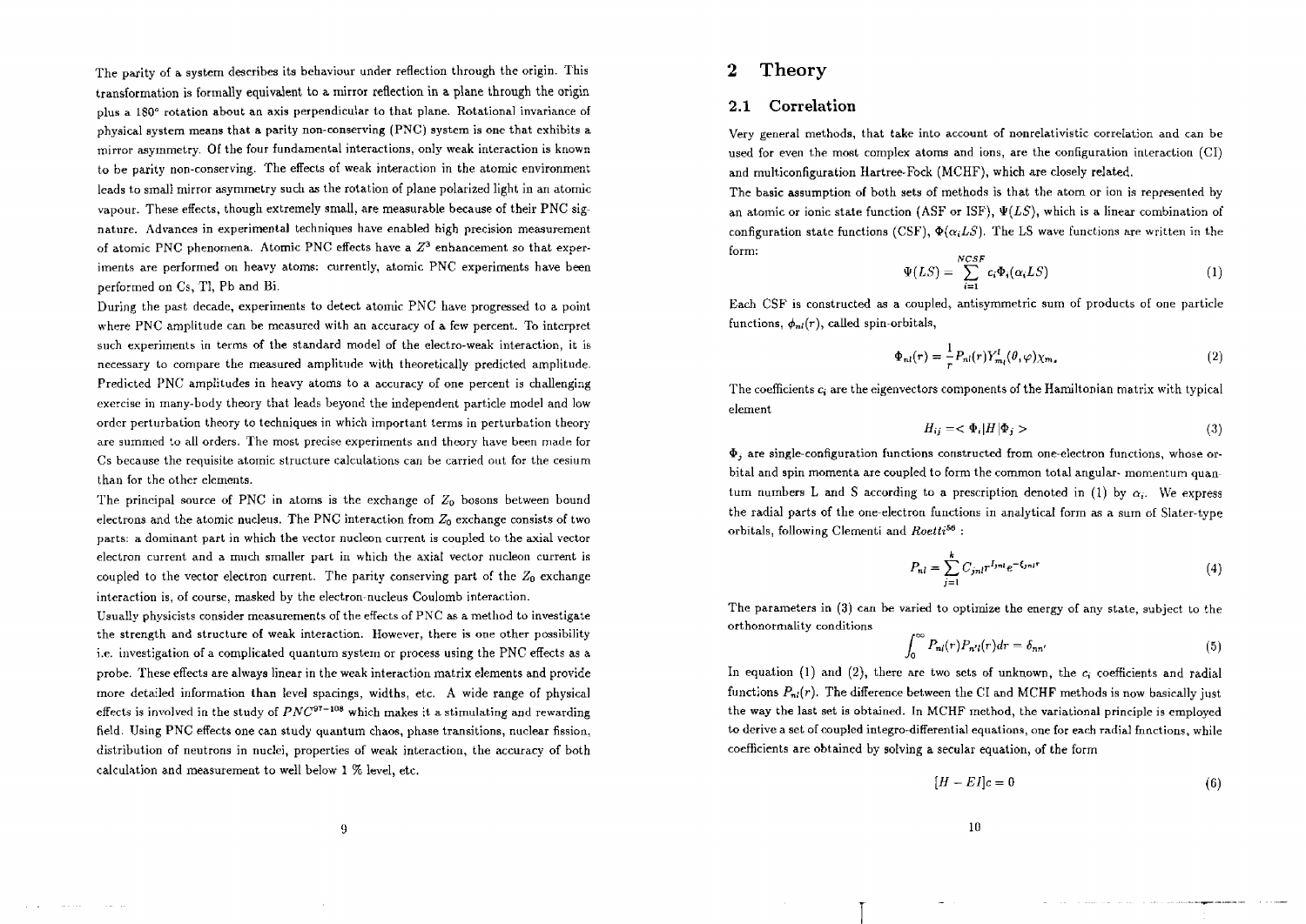The parity of a system describes its behaviour under reflection through the origin. This transformation is formally equivalent to a mirror reflection in a plane through the origin plus a 180° rotation about an axis perpendicular to that plane. Rotational invariance of physical system means that a parity non-conserving (PNC) system is one that exhibits a mirror asymmetry. Of the four fundamental interactions, only weak interaction is known to be parity non-conserving. The effects of weak interaction in the atomic environment leads to small mirror asymmetry such as the rotation of plane polarized light in an atomic vapour. These effects, though extremely small, are measurable because of their PNC signature. Advances in experimental techniques have enabled high precision measurement of atomic PNC phenomena. Atomic PNC effects have a $Z^3$ enhancement so that experiments are performed on heavy atoms: currently, atomic PNC experiments have been performed on Cs, Tl, Pb and Bi.

During the past decade, experiments to detect atomic PNC have progressed to a point where PNC amplitude can be measured with an accuracy of a few percent. To interpret such experiments in terms of the standard model of the electro-weak interaction, it is necessary to compare the measured amplitude with theoretically predicted amplitude. Predicted PNC amplitudes in heavy atoms to a accuracy of one percent is challenging exercise in many-body theory that leads beyond the independent particle model and low order perturbation theory to techniques in which important terms in perturbation theory are summed to all orders. The most precise experiments and theory have been made for Cs because the requisite atomic structure calculations can be carried out for the cesium than for the other elements.

The principal source of PNC in atoms is the exchange of $Z_0$ bosons between bound electrons and the atomic nucleus. The PNC interaction from $Z_0$ exchange consists of two parts: a dominant part in which the vector nucleon current is coupled to the axial vector electron current and a much smaller part in which the axial vector nucleon current is coupled to the vector electron current. The parity conserving part of the $Z_0$ exchange interaction is, of course, masked by the electron-nucleus Coulomb interaction.

Usually physicists consider measurements of the effects of PNC as a method to investigate the strength and structure of weak interaction. However, there is one other possibility i.e. investigation of a complicated quantum system or process using the PNC effects as a probe. These effects are always linear in the weak interaction matrix elements and provide more detailed information than level spacings, widths, etc. A wide range of physical effects is involved in the study of PNC[97-108] which makes it a stimulating and rewarding field. Using PNC effects one can study quantum chaos, phase transitions, nuclear fission, distribution of neutrons in nuclei, properties of weak interaction, the accuracy of both calculation and measurement to well below 1 % level, etc.

# 2 Theory

## 2.1 Correlation

Very general methods, that take into account of nonrelativistic correlation and can be used for even the most complex atoms and ions, are the configuration interaction (CI) and multiconfiguration Hartree-Fock (MCHF), which are closely related.

The basic assumption of both sets of methods is that the atom or ion is represented by an atomic or ionic state function (ASF or ISF), $\Psi(LS)$, which is a linear combination of configuration state functions (CSF), $\Phi(\alpha_i LS)$. The LS wave functions are written in the form:

$$\Psi(LS) = \sum_{i=1}^{NCSF} c_i \Phi_i(\alpha_i LS) \tag{1}$$

Each CSF is constructed as a coupled, antisymmetric sum of products of one particle functions, $\phi_{nl}(r)$, called spin-orbitals,

$$\Phi_{nl}(r) = \frac{1}{r} P_{nl}(r) Y^l_{m_l}(\theta, \varphi) \chi_{m_s} \tag{2}$$

The coefficients $c_i$ are the eigenvectors components of the Hamiltonian matrix with typical element

$$H_{ij} = < \Phi_i | H | \Phi_j > \tag{3}$$

$\Phi_j$ are single-configuration functions constructed from one-electron functions, whose orbital and spin momenta are coupled to form the common total angular- momentum quantum numbers L and S according to a prescription denoted in (1) by $\alpha_i$. We express the radial parts of the one-electron functions in analytical form as a sum of Slater-type orbitals, following Clementi and *Roetti*[56] :

$$P_{nl} = \sum_{j=1}^{k} C_{jnl} r^{I_{jnl}} e^{-\xi_{jnl} r} \tag{4}$$

The parameters in (3) can be varied to optimize the energy of any state, subject to the orthonormality conditions

$$\int_0^\infty P_{nl}(r) P_{n'l}(r) dr = \delta_{nn'} \tag{5}$$

In equation (1) and (2), there are two sets of unknown, the $c_i$ coefficients and radial functions $P_{nl}(r)$. The difference between the CI and MCHF methods is now basically just the way the last set is obtained. In MCHF method, the variational principle is employed to derive a set of coupled integro-differential equations, one for each radial fnnctions, while coefficients are obtained by solving a secular equation, of the form

$$[H - EI]c = 0 \tag{6}$$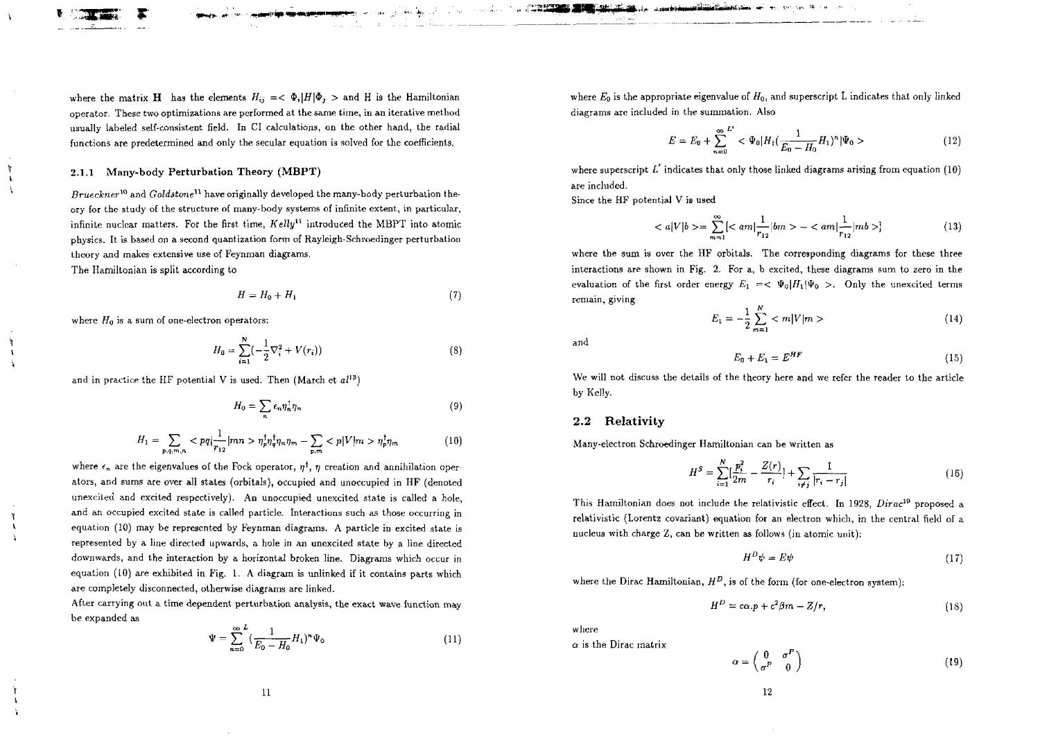where the matrix $\mathbf{H}$ has the elements $H_{ij} = <\Phi_i|H|\Phi_j>$ and H is the Hamiltonian operator. These two optimizations are performed at the same time, in an iterative method usually labeled self-consistent field. In CI calculations, on the other hand, the radial functions are predetermined and only the secular equation is solved for the coefficients.

#### 2.1.1 Many-body Perturbation Theory (MBPT)

*Brueckner*[10] and *Goldstone*[11] have originally developed the many-body perturbation theory for the study of the structure of many-body systems of infinite extent, in particular, infinite nuclear matters. For the first time, *Kelly*[11] introduced the MBPT into atomic physics. It is based on a second quantization form of Rayleigh-Schroedinger perturbation theory and makes extensive use of Feynman diagrams.

The Hamiltonian is split according to

$$H = H_0 + H_1 \tag{7}$$

where $H_0$ is a sum of one-electron operators:

$$H_0 = \sum_{i=1}^{N}(-\frac{1}{2}\nabla_i^2 + V(r_i)) \tag{8}$$

and in practice the HF potential V is used. Then (March et al[13])

$$H_0 = \sum_n \epsilon_n \eta_n^\dagger \eta_n \tag{9}$$

$$H_1 = \sum_{p,q,m,n} <pq|\frac{1}{r_{12}}|mn> \eta_p^\dagger \eta_q^\dagger \eta_n \eta_m - \sum_{p,m} <p|V|m> \eta_p^\dagger \eta_m \tag{10}$$

where $\epsilon_n$ are the eigenvalues of the Fock operator, $\eta^\dagger$, $\eta$ creation and annihilation operators, and sums are over all states (orbitals), occupied and unoccupied in HF (denoted unexcited and excited respectively). An unoccupied unexcited state is called a hole, and an occupied excited state is called particle. Interactions such as those occurring in equation (10) may be represented by Feynman diagrams. A particle in excited state is represented by a line directed upwards, a hole in an unexcited state by a line directed downwards, and the interaction by a horizontal broken line. Diagrams which occur in equation (10) are exhibited in Fig. 1. A diagram is unlinked if it contains parts which are completely disconnected, otherwise diagrams are linked.

After carrying out a time dependent perturbation analysis, the exact wave function may be expanded as

$$\Psi = \sum_{n=0}^{\infty}{}^{L} (\frac{1}{E_0 - H_0} H_1)^n \Psi_0 \tag{11}$$

where $E_0$ is the appropriate eigenvalue of $H_0$, and superscript L indicates that only linked diagrams are included in the summation. Also

$$E = E_0 + \sum_{n=0}^{\infty}{}^{L'} <\Psi_0|H_1(\frac{1}{E_0 - H_0}H_1)^n|\Psi_0> \tag{12}$$

where superscript $L'$ indicates that only those linked diagrams arising from equation (10) are included.

Since the HF potential V is used

$$<a|V|b> = \sum_{m=1}^{\infty}[<am|\frac{1}{r_{12}}|bm> - <am|\frac{1}{r_{12}}|mb>] \tag{13}$$

where the sum is over the HF orbitals. The corresponding diagrams for these three interactions are shown in Fig. 2. For a, b excited, these diagrams sum to zero in the evaluation of the first order energy $E_1 = <\Psi_0|H_1|\Psi_0>$. Only the unexcited terms remain, giving

$$E_1 = -\frac{1}{2}\sum_{m=1}^{N} <m|V|m> \tag{14}$$

and

$$E_0 + E_1 = E^{HF} \tag{15}$$

We will not discuss the details of the theory here and we refer the reader to the article by Kelly.

## 2.2 Relativity

Many-electron Schroedinger Hamiltonian can be written as

$$H^S = \sum_{i=1}^{N}[\frac{p_i^2}{2m} - \frac{Z(r)}{r_i}] + \sum_{i \neq j}\frac{1}{|r_i - r_j|} \tag{16}$$

This Hamiltonian does not include the relativistic effect. In 1928, *Dirac*[19] proposed a relativistic (Lorentz covariant) equation for an electron which, in the central field of a nucleus with charge Z, can be written as follows (in atomic unit):

$$H^D\psi = E\psi \tag{17}$$

where the Dirac Hamiltonian, $H^D$, is of the form (for one-electron system):

$$H^D = c\alpha.p + c^2\beta m - Z/r, \tag{18}$$

where

$\alpha$ is the Dirac matrix

$$\alpha = \begin{pmatrix} 0 & \sigma^P \\ \sigma^P & 0 \end{pmatrix} \tag{19}$$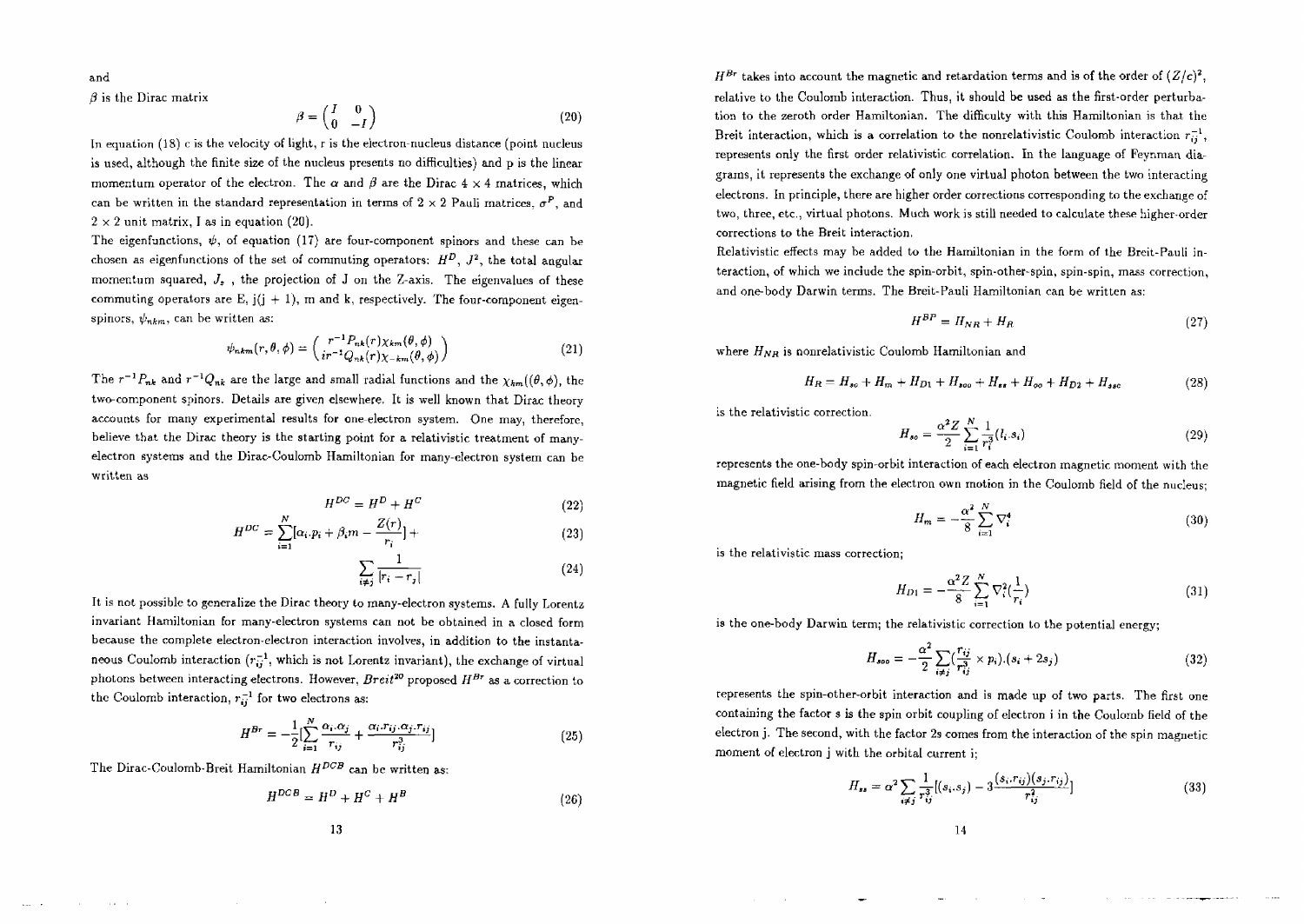and

$\beta$ is the Dirac matrix

$$\beta = \begin{pmatrix} I & 0 \\ 0 & -I \end{pmatrix} \tag{20}$$

In equation (18) c is the velocity of light, r is the electron-nucleus distance (point nucleus is used, although the finite size of the nucleus presents no difficulties) and p is the linear momentum operator of the electron. The $\alpha$ and $\beta$ are the Dirac 4 × 4 matrices, which can be written in the standard representation in terms of 2 × 2 Pauli matrices, $\sigma^P$, and 2 × 2 unit matrix, I as in equation (20).

The eigenfunctions, $\psi$, of equation (17) are four-component spinors and these can be chosen as eigenfunctions of the set of commuting operators: $H^D$, $J^2$, the total angular momentum squared, $J_z$, the projection of J on the Z-axis. The eigenvalues of these commuting operators are E, j(j + 1), m and k, respectively. The four-component eigenspinors, $\psi_{nkm}$, can be written as:

$$\psi_{nkm}(r,\theta,\phi) = \begin{pmatrix} r^{-1}P_{nk}(r)\chi_{km}(\theta,\phi) \\ ir^{-1}Q_{nk}(r)\chi_{-km}(\theta,\phi) \end{pmatrix} \tag{21}$$

The $r^{-1}P_{nk}$ and $r^{-1}Q_{nk}$ are the large and small radial functions and the $\chi_{km}((\theta,\phi)$, the two-component spinors. Details are given elsewhere. It is well known that Dirac theory accounts for many experimental results for one-electron system. One may, therefore, believe that the Dirac theory is the starting point for a relativistic treatment of many-electron systems and the Dirac-Coulomb Hamiltonian for many-electron system can be written as

$$H^{DC} = H^D + H^C \tag{22}$$

$$H^{DC} = \sum_{i=1}^{N}[\alpha_i.p_i + \beta_i m - \frac{Z(r)}{r_i}] + \tag{23}$$

$$\sum_{i \neq j} \frac{1}{|r_i - r_j|} \tag{24}$$

It is not possible to generalize the Dirac theory to many-electron systems. A fully Lorentz invariant Hamiltonian for many-electron systems can not be obtained in a closed form because the complete electron-electron interaction involves, in addition to the instantaneous Coulomb interaction ($r_{ij}^{-1}$, which is not Lorentz invariant), the exchange of virtual photons between interacting electrons. However, *Breit*[20] proposed $H^{Br}$ as a correction to the Coulomb interaction, $r_{ij}^{-1}$ for two electrons as:

$$H^{Br} = -\frac{1}{2}[\sum_{i=1}^{N} \frac{\alpha_i.\alpha_j}{r_{ij}} + \frac{\alpha_i.r_{ij}.\alpha_j.r_{ij}}{r_{ij}^3}] \tag{25}$$

The Dirac-Coulomb-Breit Hamiltonian $H^{DCB}$ can be written as:

$$H^{DCB} = H^D + H^C + H^B \tag{26}$$

$H^{Br}$ takes into account the magnetic and retardation terms and is of the order of $(Z/c)^2$, relative to the Coulomb interaction. Thus, it should be used as the first-order perturbation to the zeroth order Hamiltonian. The difficulty with this Hamiltonian is that the Breit interaction, which is a correlation to the nonrelativistic Coulomb interaction $r_{ij}^{-1}$, represents only the first order relativistic correlation. In the language of Feynman diagrams, it represents the exchange of only one virtual photon between the two interacting electrons. In principle, there are higher order corrections corresponding to the exchange of two, three, etc., virtual photons. Much work is still needed to calculate these higher-order corrections to the Breit interaction.

Relativistic effects may be added to the Hamiltonian in the form of the Breit-Pauli interaction, of which we include the spin-orbit, spin-other-spin, spin-spin, mass correction, and one-body Darwin terms. The Breit-Pauli Hamiltonian can be written as:

$$H^{BP} = H_{NR} + H_R \tag{27}$$

where $H_{NR}$ is nonrelativistic Coulomb Hamiltonian and

$$H_R = H_{so} + H_m + H_{D1} + H_{soo} + H_{ss} + H_{oo} + H_{D2} + H_{ssc} \tag{28}$$

is the relativistic correction.

$$H_{so} = \frac{\alpha^2 Z}{2}\sum_{i=1}^{N}\frac{1}{r_i^3}(l_i.s_i) \tag{29}$$

represents the one-body spin-orbit interaction of each electron magnetic moment with the magnetic field arising from the electron own motion in the Coulomb field of the nucleus;

$$H_m = -\frac{\alpha^2}{8}\sum_{i=1}^{N}\nabla_i^4 \tag{30}$$

is the relativistic mass correction;

$$H_{D1} = -\frac{\alpha^2 Z}{8}\sum_{i=1}^{N}\nabla_i^2(\frac{1}{r_i}) \tag{31}$$

is the one-body Darwin term; the relativistic correction to the potential energy;

$$H_{soo} = -\frac{\alpha^2}{2}\sum_{i \neq j}(\frac{r_{ij}}{r_{ij}^3} \times p_i).(s_i + 2s_j) \tag{32}$$

represents the spin-other-orbit interaction and is made up of two parts. The first one containing the factor s is the spin orbit coupling of electron i in the Coulomb field of the electron j. The second, with the factor 2s comes from the interaction of the spin magnetic moment of electron j with the orbital current i;

$$H_{ss} = \alpha^2\sum_{i \neq j}\frac{1}{r_{ij}^3}[(s_i.s_j) - 3\frac{(s_i.r_{ij})(s_j.r_{ij})}{r_{ij}^2}] \tag{33}$$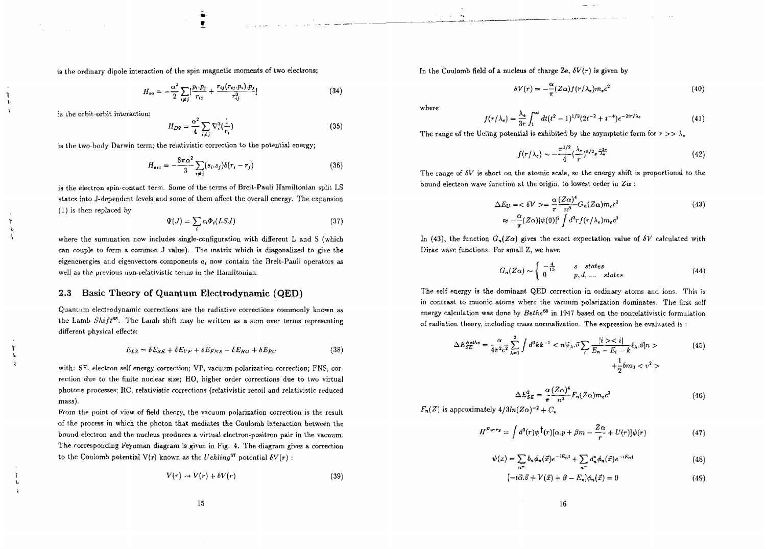is the ordinary dipole interaction of the spin magnetic moments of two electrons;

$$H_{oo} = -\frac{\alpha^2}{2}\sum_{i\neq j}\left[\frac{p_i.p_j}{r_{ij}} + \frac{r_{ij}(r_{ij}.p_i).p_j}{r_{ij}^3}\right] \tag{34}$$

is the orbit-orbit interaction;

$$H_{D2} = \frac{\alpha^2}{4}\sum_{i\neq j}\nabla_i^2\left(\frac{1}{r_i}\right) \tag{35}$$

is the two-body Darwin term; the relativistic correction to the potential energy;

$$H_{ssc} = -\frac{8\pi\alpha^2}{3}\sum_{i\neq j}(s_i.s_j)\delta(r_i - r_j) \tag{36}$$

is the electron spin-contact term. Some of the terms of Breit-Pauli Hamiltonian split LS states into J-dependent levels and some of them affect the overall energy. The expansion (1) is then replaced by

$$\Psi(J) = \sum_i c_i\Phi_i(LSJ) \tag{37}$$

where the summation now includes single-configuration with different L and S (which can couple to form a common J value). The matrix which is diagonalized to give the eigenenergies and eigenvectors components $a_i$ now contain the Breit-Pauli operators as well as the previous non-relativistic terms in the Hamiltonian.

## 2.3 Basic Theory of Quantum Electrodynamic (QED)

Quantum electrodynamic corrections are the radiative corrections commonly known as the Lamb *Shift*[65]. The Lamb shift may be written as a sum over terms representing different physical effects:

$$E_{LS} = \delta E_{SE} + \delta E_{VP} + \delta E_{FNS} + \delta E_{HO} + \delta E_{RC} \tag{38}$$

with: SE, electron self energy correction; VP, vacuum polarization correction; FNS, correction due to the finite nuclear size; HO, higher order corrections due to two virtual photons processes; RC, relativistic corrections (relativistic recoil and relativistic reduced mass).

From the point of view of field theory, the vacuum polarization correction is the result of the process in which the photon that mediates the Coulomb interaction between the bound electron and the nucleus produces a virtual electron-positron pair in the vacuum. The corresponding Feynman diagram is given in Fig. 4. The diagram gives a correction to the Coulomb potential V(r) known as the *Uehling*[67] potential $\delta V(r)$ :

$$V(r) \rightarrow V(r) + \delta V(r) \tag{39}$$

In the Coulomb field of a nucleus of charge Ze, $\delta V(r)$ is given by

$$\delta V(r) = -\frac{\alpha}{\pi}(Z\alpha)f(r/\lambda_e)m_ec^2 \tag{40}$$

where

$$f(r/\lambda_e) = \frac{\lambda_e}{3r}\int_1^\infty dt(t^2-1)^{1/2}(2t^{-2}+t^{-4})e^{-2tr/\lambda_e} \tag{41}$$

The range of the Ueling potential is exhibited by the asymptotic form for $r >> \lambda_e$

$$f(r/\lambda_e) \sim -\frac{\pi^{1/2}}{4}\left(\frac{\lambda_e}{r}\right)^{5/2}e^{\frac{-2r}{\lambda_e}} \tag{42}$$

The range of $\delta V$ is short on the atomic scale, so the energy shift is proportional to the bound electron wave function at the origin, to lowest order in $Z\alpha$ :

$$\begin{aligned}\Delta E_U = <\delta V> &= \frac{\alpha}{\pi}\frac{(Z\alpha)^4}{n^3}G_n(Z\alpha)m_ec^2 \\ &\approx -\frac{\alpha}{\pi}(Z\alpha)|\psi(0)|^2\int d^3r f(r/\lambda_e)m_ec^2\end{aligned} \tag{43}$$

In (43), the function $G_n(Z\alpha)$ gives the exact expectation value of $\delta V$ calculated with Dirac wave functions. For small Z, we have

$$G_n(Z\alpha) \sim \begin{cases} -\frac{4}{15} & s \;\; states \\ 0 & p, d, .... \;\; states \end{cases} \tag{44}$$

The self energy is the dominant QED correction in ordinary atoms and ions. This is in contrast to muonic atoms where the vacuum polarization dominates. The first self energy calculation was done by *Bethe*[68] in 1947 based on the nonrelativistic formulation of radiation theory, including mass normalization. The expression he evaluated is :

$$\begin{aligned}\Delta E_{SE}^{Bethe} = \frac{\alpha}{4\pi^2c^2}\sum_{\lambda=1}^{2}\int d^3kk^{-1} < n|\hat{\epsilon}_\lambda.\vec{v}\sum_i\frac{|i><i|}{E_n - E_i - k}\hat{\epsilon}_\lambda.\vec{v}|n> \\ +\frac{1}{2}\delta m_0 < v^2 >\end{aligned} \tag{45}$$

$$\Delta E_{SE}^2 = \frac{\alpha}{\pi}\frac{(Z\alpha)^4}{n^3}F_n(Z\alpha)m_ec^2 \tag{46}$$

$F_n(Z)$ is approximately $4/3ln(Z\alpha)^{-2} + C_n$

$$H^{Furry} = \int d^3(r)\psi^\dagger(r)[\alpha.p + \beta m - \frac{Z\alpha}{r} + U(r)]\psi(r) \tag{47}$$

$$\psi(x) = \sum_{n^+}b_n\phi_n(\vec{x})e^{-iE_nt} + \sum_{n^-}d_n^*\phi_n(\vec{x})e^{-iE_nt} \tag{48}$$

$$[-i\vec{\alpha}.\vec{v} + V(\vec{x}) + \beta - E_n]\phi_n(\vec{x}) = 0 \tag{49}$$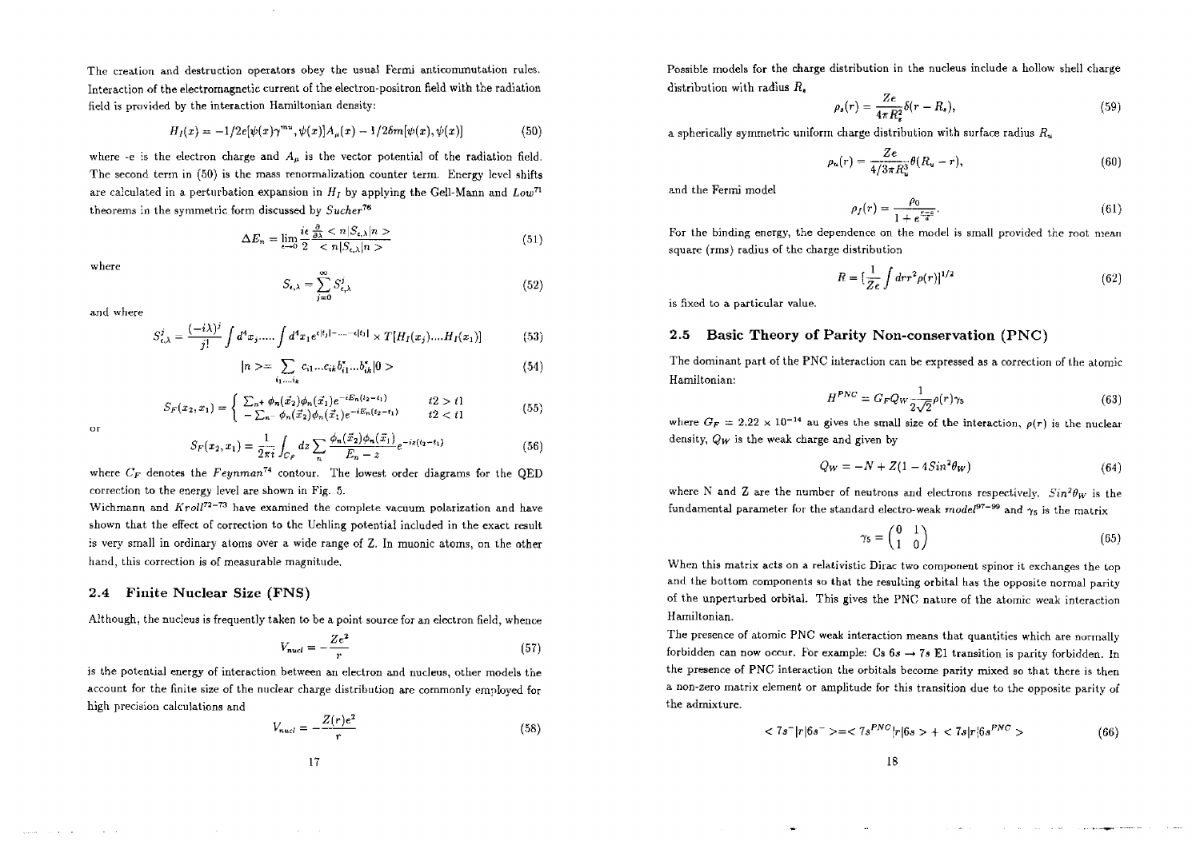The creation and destruction operators obey the usual Fermi anticommutation rules. Interaction of the electromagnetic current of the electron-positron field with the radiation field is provided by the interaction Hamiltonian density:

$$H_I(x) = -1/2e[\psi(x)\gamma^{mu}, \psi(x)]A_\mu(x) - 1/2\delta m[\psi(x), \psi(x)] \tag{50}$$

where -e is the electron charge and $A_\mu$ is the vector potential of the radiation field. The second term in (50) is the mass renormalization counter term. Energy level shifts are calculated in a perturbation expansion in $H_I$ by applying the Gell-Mann and *Low*[71] theorems in the symmetric form discussed by *Sucher*[78]

$$\Delta E_n = \lim_{\epsilon \to 0} \frac{i\epsilon}{2} \frac{\frac{\partial}{\partial \lambda} < n|S_{\epsilon,\lambda}|n >}{< n|S_{\epsilon,\lambda}|n >} \tag{51}$$

where

$$S_{\epsilon,\lambda} = \sum_{j=0}^{\infty} S^j_{\epsilon,\lambda} \tag{52}$$

and where

$$S^j_{\epsilon,\lambda} = \frac{(-i\lambda)^j}{j!} \int d^4x_j .... \int d^4x_1 e^{\epsilon|t_j| - .... - \epsilon|t_1|} \times T[H_I(x_j)....H_I(x_1)] \tag{53}$$

$$|n >= \sum_{i_1,...,i_k} c_{i1}...c_{ik} b^*_{i1}...b^*_{ik}|0 > \tag{54}$$

$$S_F(x_2, x_1) = \begin{cases} \sum_{n^+} \phi_n(\vec{x}_2)\phi_n(\vec{x}_1)e^{-iE_n(t_2-t_1)} & t2 > t1 \\ -\sum_{n^-} \phi_n(\vec{x}_2)\phi_n(\vec{x}_1)e^{-iE_n(t_2-t_1)} & t2 < t1 \end{cases} \tag{55}$$

or

$$S_F(x_2, x_1) = \frac{1}{2\pi i} \int_{C_F} dz \sum_n \frac{\phi_n(\vec{x}_2)\phi_n(\vec{x}_1)}{E_n - z} e^{-iz(t_2-t_1)} \tag{56}$$

where $C_F$ denotes the *Feynman*[74] contour. The lowest order diagrams for the QED correction to the energy level are shown in Fig. 5.

Wichmann and *Kroll*[72-73] have examined the complete vacuum polarization and have shown that the effect of correction to the Uehling potential included in the exact result is very small in ordinary atoms over a wide range of Z. In muonic atoms, on the other hand, this correction is of measurable magnitude.

## 2.4 Finite Nuclear Size (FNS)

Although, the nucleus is frequently taken to be a point source for an electron field, whence

$$V_{nucl} = -\frac{Ze^2}{r} \tag{57}$$

is the potential energy of interaction between an electron and nucleus, other models the account for the finite size of the nuclear charge distribution are commonly employed for high precision calculations and

$$V_{nucl} = -\frac{Z(r)e^2}{r} \tag{58}$$

Possible models for the charge distribution in the nucleus include a hollow shell charge distribution with radius $R_s$

$$\rho_s(r) = \frac{Ze}{4\pi R_s^2}\delta(r - R_s), \tag{59}$$

a spherically symmetric uniform charge distribution with surface radius $R_u$

$$\rho_u(r) = \frac{Ze}{4/3\pi R_u^3}\theta(R_u - r), \tag{60}$$

and the Fermi model

$$\rho_f(r) = \frac{\rho_0}{1 + e^{\frac{r-c}{a}}}. \tag{61}$$

For the binding energy, the dependence on the model is small provided the root mean square (rms) radius of the charge distribution

$$R = [\frac{1}{Ze}\int dr r^2 \rho(r)]^{1/2} \tag{62}$$

is fixed to a particular value.

## 2.5 Basic Theory of Parity Non-conservation (PNC)

The dominant part of the PNC interaction can be expressed as a correction of the atomic Hamiltonian:

$$H^{PNC} = G_F Q_W \frac{1}{2\sqrt{2}}\rho(r)\gamma_5 \tag{63}$$

where $G_F = 2.22 \times 10^{-14}$ au gives the small size of the interaction, $\rho(r)$ is the nuclear density, $Q_W$ is the weak charge and given by

$$Q_W = -N + Z(1 - 4Sin^2\theta_W) \tag{64}$$

where N and Z are the number of neutrons and electrons respectively. $Sin^2\theta_W$ is the fundamental parameter for the standard electro-weak *model*[97-99] and $\gamma_5$ is the matrix

$$\gamma_5 = \begin{pmatrix} 0 & 1 \\ 1 & 0 \end{pmatrix} \tag{65}$$

When this matrix acts on a relativistic Dirac two component spinor it exchanges the top and the bottom components so that the resulting orbital has the opposite normal parity of the unperturbed orbital. This gives the PNC nature of the atomic weak interaction Hamiltonian.

The presence of atomic PNC weak interaction means that quantities which are normally forbidden can now occur. For example: Cs $6s \to 7s$ E1 transition is parity forbidden. In the presence of PNC interaction the orbitals become parity mixed so that there is then a non-zero matrix element or amplitude for this transition due to the opposite parity of the admixture.

$$< 7s^-|r|6s^- >=< 7s^{PNC}|r|6s > + < 7s|r|6s^{PNC} > \tag{66}$$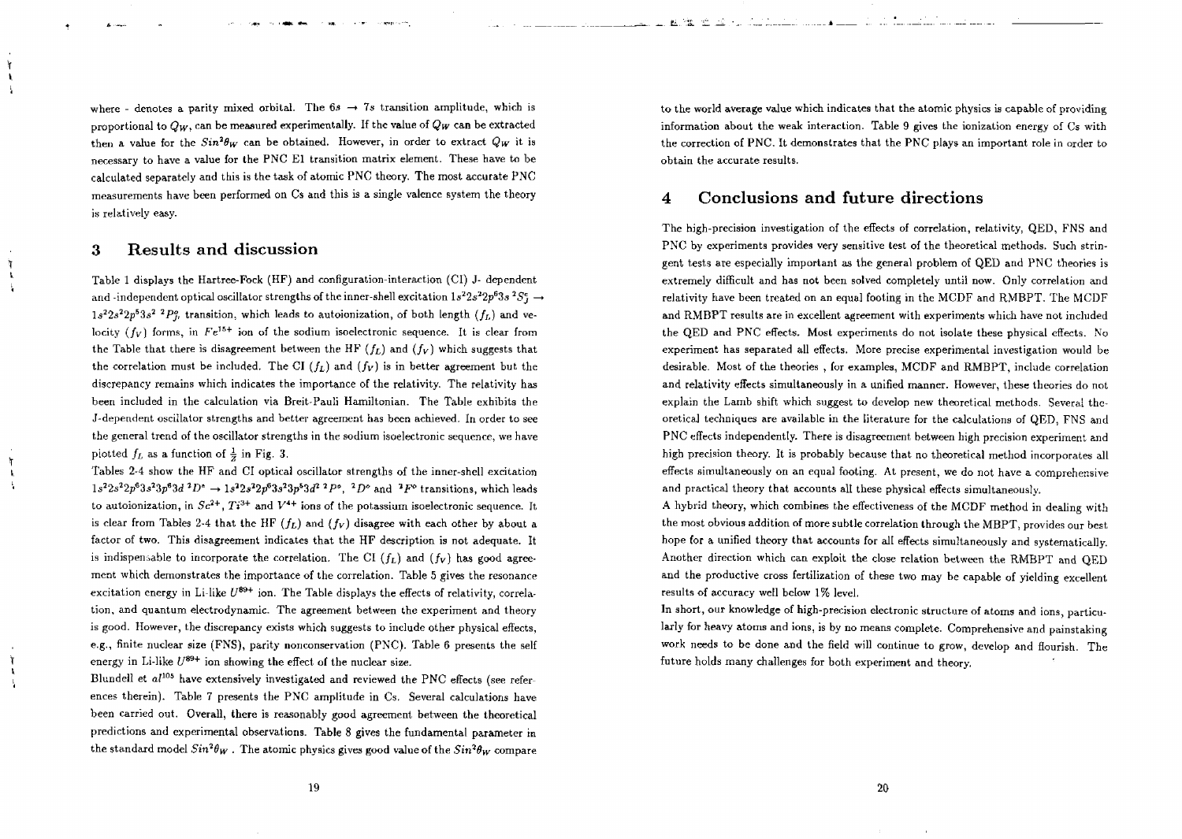where - denotes a parity mixed orbital. The $6s \rightarrow 7s$ transition amplitude, which is proportional to $Q_W$, can be measured experimentally. If the value of $Q_W$ can be extracted then a value for the $Sin^2\theta_W$ can be obtained. However, in order to extract $Q_W$ it is necessary to have a value for the PNC E1 transition matrix element. These have to be calculated separately and this is the task of atomic PNC theory. The most accurate PNC measurements have been performed on Cs and this is a single valence system the theory is relatively easy.

## 3 Results and discussion

Table 1 displays the Hartree-Fock (HF) and configuration-interaction (CI) J- dependent and -independent optical oscillator strengths of the inner-shell excitation $1s^22s^22p^63s\ ^2S^e_J \rightarrow 1s^22s^22p^53s^2\ ^2P^o_J$ transition, which leads to autoionization, of both length $(f_L)$ and velocity $(f_V)$ forms, in $Fe^{15+}$ ion of the sodium isoelectronic sequence. It is clear from the Table that there is disagreement between the HF $(f_L)$ and $(f_V)$ which suggests that the correlation must be included. The CI $(f_L)$ and $(f_V)$ is in better agreement but the discrepancy remains which indicates the importance of the relativity. The relativity has been included in the calculation via Breit-Pauli Hamiltonian. The Table exhibits the J-dependent oscillator strengths and better agreement has been achieved. In order to see the general trend of the oscillator strengths in the sodium isoelectronic sequence, we have plotted $f_L$ as a function of $\frac{1}{Z}$ in Fig. 3.

Tables 2-4 show the HF and CI optical oscillator strengths of the inner-shell excitation $1s^22s^22p^63s^23p^63d\ ^2D^e \rightarrow 1s^22s^22p^63s^23p^53d^2\ ^2P^o$, $^2D^o$ and $^2F^o$ transitions, which leads to autoionization, in $Sc^{2+}$, $Ti^{3+}$ and $V^{4+}$ ions of the potassium isoelectronic sequence. It is clear from Tables 2-4 that the HF $(f_L)$ and $(f_V)$ disagree with each other by about a factor of two. This disagreement indicates that the HF description is not adequate. It is indispensable to incorporate the correlation. The CI $(f_L)$ and $(f_V)$ has good agreement which demonstrates the importance of the correlation. Table 5 gives the resonance excitation energy in Li-like $U^{89+}$ ion. The Table displays the effects of relativity, correlation, and quantum electrodynamic. The agreement between the experiment and theory is good. However, the discrepancy exists which suggests to include other physical effects, e.g., finite nuclear size (FNS), parity nonconservation (PNC). Table 6 presents the self energy in Li-like $U^{89+}$ ion showing the effect of the nuclear size.

Blundell et al[105] have extensively investigated and reviewed the PNC effects (see references therein). Table 7 presents the PNC amplitude in Cs. Several calculations have been carried out. Overall, there is reasonably good agreement between the theoretical predictions and experimental observations. Table 8 gives the fundamental parameter in the standard model $Sin^2\theta_W$. The atomic physics gives good value of the $Sin^2\theta_W$ compare to the world average value which indicates that the atomic physics is capable of providing information about the weak interaction. Table 9 gives the ionization energy of Cs with the correction of PNC. It demonstrates that the PNC plays an important role in order to obtain the accurate results.

## 4 Conclusions and future directions

The high-precision investigation of the effects of correlation, relativity, QED, FNS and PNC by experiments provides very sensitive test of the theoretical methods. Such stringent tests are especially important as the general problem of QED and PNC theories is extremely difficult and has not been solved completely until now. Only correlation and relativity have been treated on an equal footing in the MCDF and RMBPT. The MCDF and RMBPT results are in excellent agreement with experiments which have not included the QED and PNC effects. Most experiments do not isolate these physical effects. No experiment has separated all effects. More precise experimental investigation would be desirable. Most of the theories , for examples, MCDF and RMBPT, include correlation and relativity effects simultaneously in a unified manner. However, these theories do not explain the Lamb shift which suggest to develop new theoretical methods. Several theoretical techniques are available in the literature for the calculations of QED, FNS and PNC effects independently. There is disagreement between high precision experiment and high precision theory. It is probably because that no theoretical method incorporates all effects simultaneously on an equal footing. At present, we do not have a comprehensive and practical theory that accounts all these physical effects simultaneously.

A hybrid theory, which combines the effectiveness of the MCDF method in dealing with the most obvious addition of more subtle correlation through the MBPT, provides our best hope for a unified theory that accounts for all effects simultaneously and systematically. Another direction which can exploit the close relation between the RMBPT and QED and the productive cross fertilization of these two may be capable of yielding excellent results of accuracy well below 1% level.

In short, our knowledge of high-precision electronic structure of atoms and ions, particularly for heavy atoms and ions, is by no means complete. Comprehensive and painstaking work needs to be done and the field will continue to grow, develop and flourish. The future holds many challenges for both experiment and theory.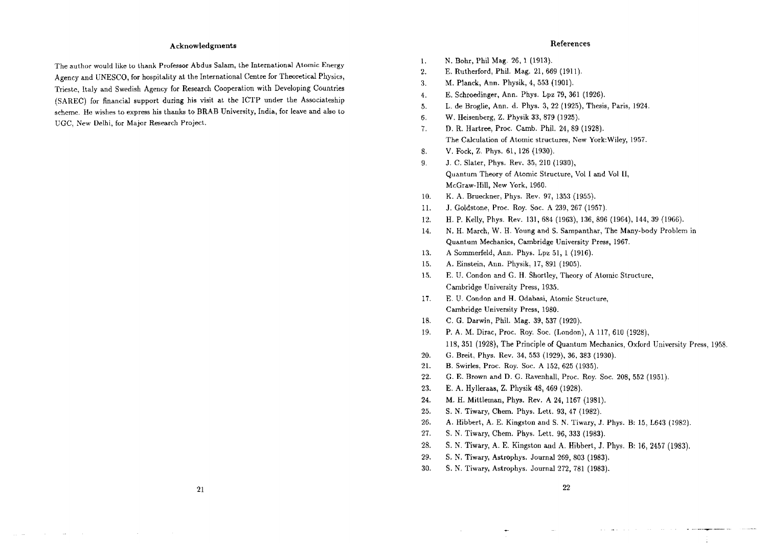## Acknowledgments

The author would like to thank Professor Abdus Salam, the International Atomic Energy Agency and UNESCO, for hospitality at the International Centre for Theoretical Physics, Trieste, Italy and Swedish Agency for Research Cooperation with Developing Countries (SAREC) for financial support during his visit at the ICTP under the Associateship scheme. He wishes to express his thanks to BRAB University, India, for leave and also to UGC, New Delhi, for Major Research Project.

## References

1. N. Bohr, Phil Mag. 26, 1 (1913).
2. E. Rutherford, Phil. Mag. 21, 669 (1911).
3. M. Planck, Ann. Physik, 4, 553 (1901).
4. E. Schroedinger, Ann. Phys. Lpz 79, 361 (1926).
5. L. de Broglie, Ann. d. Phys. 3, 22 (1925), Thesis, Paris, 1924.
6. W. Heisenberg, Z. Physik 33, 879 (1925).
7. D. R. Hartree, Proc. Camb. Phil. 24, 89 (1928).
   The Calculation of Atomic structures, New York:Wiley, 1957.
8. V. Fock, Z. Phys. 61, 126 (1930).
9. J. C. Slater, Phys. Rev. 35, 210 (1930),
   Quantum Theory of Atomic Structure, Vol I and Vol II,
   McGraw-Hill, New York, 1960.
10. K. A. Brueckner, Phys. Rev. 97, 1353 (1955).
11. J. Goldstone, Proc. Roy. Soc. A 239, 267 (1957).
12. H. P. Kelly, Phys. Rev. 131, 684 (1963), 136, 896 (1964), 144, 39 (1966).

14. N. H. March, W. H. Young and S. Sampanthar, The Many-body Problem in
    Quantum Mechanics, Cambridge University Press, 1967.

13. A Sommerfeld, Ann. Phys. Lpz 51, 1 (1916).

15. A. Einstein, Ann. Physik, 17, 891 (1905).
15. E. U. Condon and G. H. Shortley, Theory of Atomic Structure,
    Cambridge University Press, 1935.

17. E. U. Condon and H. Odabasi, Atomic Structure,
    Cambridge University Press, 1980.
18. C. G. Darwin, Phil. Mag. 39, 537 (1920).
19. P. A. M. Dirac, Proc. Roy. Soc. (London), A 117, 610 (1928),
    118, 351 (1928), The Principle of Quantum Mechanics, Oxford University Press, 1958.
20. G. Breit, Phys. Rev. 34, 553 (1929), 36, 383 (1930).
21. B. Swirles, Proc. Roy. Soc. A 152, 625 (1935).
22. G. E. Brown and D. G. Ravenhall, Proc. Roy. Soc. 208, 552 (1951).
23. E. A. Hylleraas, Z. Physik 48, 469 (1928).
24. M. H. Mittleman, Phys. Rev. A 24, 1167 (1981).
25. S. N. Tiwary, Chem. Phys. Lett. 93, 47 (1982).
26. A. Hibbert, A. E. Kingston and S. N. Tiwary, J. Phys. B: 15, L643 (1982).
27. S. N. Tiwary, Chem. Phys. Lett. 96, 333 (1983).
28. S. N. Tiwary, A. E. Kingston and A. Hibbert, J. Phys. B: 16, 2457 (1983).
29. S. N. Tiwary, Astrophys. Journal 269, 803 (1983).
30. S. N. Tiwary, Astrophys. Journal 272, 781 (1983).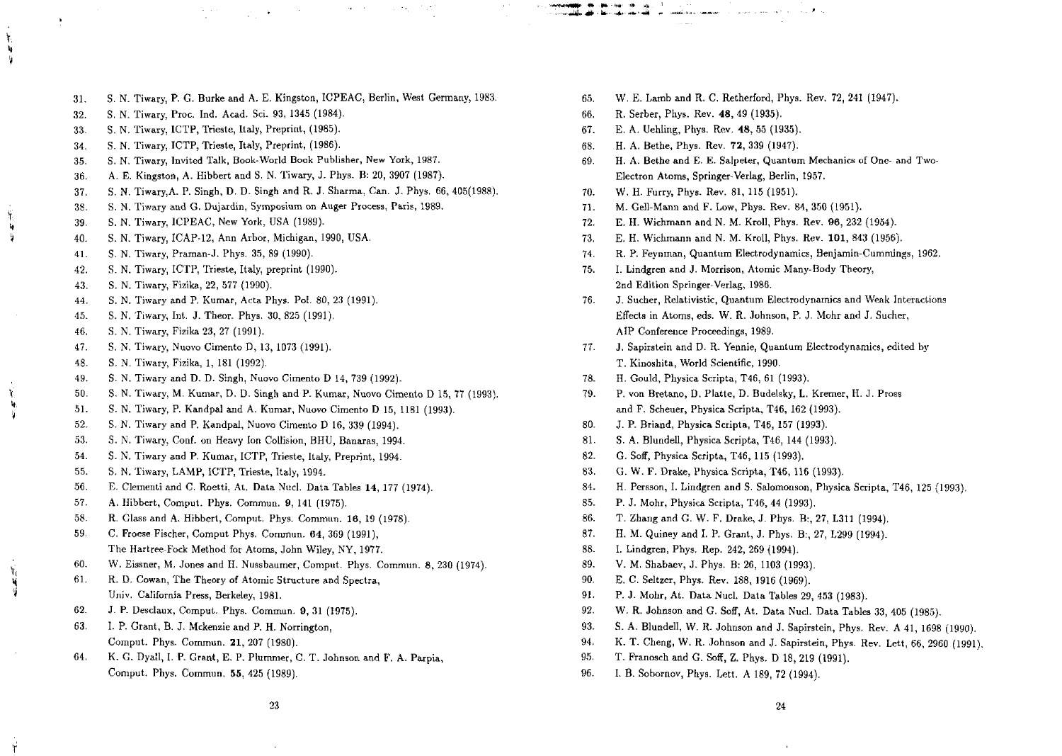31. S. N. Tiwary, P. G. Burke and A. E. Kingston, ICPEAC, Berlin, West Germany, 1983.
32. S. N. Tiwary, Proc. Ind. Acad. Sci. 93, 1345 (1984).
33. S. N. Tiwary, ICTP, Trieste, Italy, Preprint, (1985).
34. S. N. Tiwary, ICTP, Trieste, Italy, Preprint, (1986).
35. S. N. Tiwary, Invited Talk, Book-World Book Publisher, New York, 1987.
36. A. E. Kingston, A. Hibbert and S. N. Tiwary, J. Phys. B: 20, 3907 (1987).
37. S. N. Tiwary,A. P. Singh, D. D. Singh and R. J. Sharma, Can. J. Phys. 66, 405(1988).
38. S. N. Tiwary and G. Dujardin, Symposium on Auger Process, Paris, 1989.
39. S. N. Tiwary, ICPEAC, New York, USA (1989).
40. S. N. Tiwary, ICAP-12, Ann Arbor, Michigan, 1990, USA.
41. S. N. Tiwary, Praman-J. Phys. 35, 89 (1990).
42. S. N. Tiwary, ICTP, Trieste, Italy, preprint (1990).
43. S. N. Tiwary, Fizika, 22, 577 (1990).
44. S. N. Tiwary and P. Kumar, Acta Phys. Pol. 80, 23 (1991).
45. S. N. Tiwary, Int. J. Theor. Phys. 30, 825 (1991).
46. S. N. Tiwary, Fizika 23, 27 (1991).
47. S. N. Tiwary, Nuovo Cimento D, 13, 1073 (1991).
48. S. N. Tiwary, Fizika, 1, 181 (1992).
49. S. N. Tiwary and D. D. Singh, Nuovo Cimento D 14, 739 (1992).
50. S. N. Tiwary, M. Kumar, D. D. Singh and P. Kumar, Nuovo Cimento D 15, 77 (1993).
51. S. N. Tiwary, P. Kandpal and A. Kumar, Nuovo Cimento D 15, 1181 (1993).
52. S. N. Tiwary and P. Kandpal, Nuovo Cimento D 16, 339 (1994).
53. S. N. Tiwary, Conf. on Heavy Ion Collision, BHU, Banaras, 1994.
54. S. N. Tiwary and P. Kumar, ICTP, Trieste, Italy, Preprint, 1994.
55. S. N. Tiwary, LAMP, ICTP, Trieste, Italy, 1994.
56. E. Clementi and C. Roetti, At. Data Nucl. Data Tables **14**, 177 (1974).
57. A. Hibbert, Comput. Phys. Commun. **9**, 141 (1975).
58. R. Glass and A. Hibbert, Comput. Phys. Commun. **16**, 19 (1978).
59. C. Froese Fischer, Comput Phys. Commun. **64**, 369 (1991), The Hartree-Fock Method for Atoms, John Wiley, NY, 1977.
60. W. Eissner, M. Jones and H. Nussbaumer, Comput. Phys. Commun. **8**, 230 (1974).
61. R. D. Cowan, The Theory of Atomic Structure and Spectra, Univ. California Press, Berkeley, 1981.
62. J. P. Desclaux, Comput. Phys. Commun. **9**, 31 (1975).
63. I. P. Grant, B. J. Mckenzie and P. H. Norrington, Comput. Phys. Commun. **21**, 207 (1980).
64. K. G. Dyall, I. P. Grant, E. P. Plummer, C. T. Johnson and F. A. Parpia, Comput. Phys. Commun. **55**, 425 (1989).
65. W. E. Lamb and R. C. Retherford, Phys. Rev. 72, 241 (1947).
66. R. Serber, Phys. Rev. **48**, 49 (1935).
67. E. A. Uehling, Phys. Rev. **48**, 55 (1935).
68. H. A. Bethe, Phys. Rev. **72**, 339 (1947).
69. H. A. Bethe and E. E. Salpeter, Quantum Mechanics of One- and Two-Electron Atoms, Springer-Verlag, Berlin, 1957.
70. W. H. Furry, Phys. Rev. 81, 115 (1951).
71. M. Gell-Mann and F. Low, Phys. Rev. 84, 350 (1951).
72. E. H. Wichmann and N. M. Kroll, Phys. Rev. **96**, 232 (1954).
73. E. H. Wichmann and N. M. Kroll, Phys. Rev. **101**, 843 (1956).
74. R. P. Feynman, Quantum Electrodynamics, Benjamin-Cummings, 1962.
75. I. Lindgren and J. Morrison, Atomic Many-Body Theory, 2nd Edition Springer-Verlag, 1986.
76. J. Sucher, Relativistic, Quantum Electrodynamics and Weak Interactions Effects in Atoms, eds. W. R. Johnson, P. J. Mohr and J. Sucher, AIP Conference Proceedings, 1989.
77. J. Sapirstein and D. R. Yennie, Quantum Electrodynamics, edited by T. Kinoshita, World Scientific, 1990.
78. H. Gould, Physica Scripta, T46, 61 (1993).
79. P. von Bretano, D. Platte, D. Budelsky, L. Kremer, H. J. Pross and F. Scheuer, Physica Scripta, T46, 162 (1993).
80. J. P. Briand, Physica Scripta, T46, 157 (1993).
81. S. A. Blundell, Physica Scripta, T46, 144 (1993).
82. G. Soff, Physica Scripta, T46, 115 (1993).
83. G. W. F. Drake, Physica Scripta, T46, 116 (1993).
84. H. Persson, I. Lindgren and S. Salomonson, Physica Scripta, T46, 125 (1993).
85. P. J. Mohr, Physica Scripta, T46, 44 (1993).
86. T. Zhang and G. W. F. Drake, J. Phys. B:, 27, L311 (1994).
87. H. M. Quiney and I. P. Grant, J. Phys. B:, 27, L299 (1994).
88. I. Lindgren, Phys. Rep. 242, 269 (1994).
89. V. M. Shabaev, J. Phys. B: 26, 1103 (1993).
90. E. C. Seltzer, Phys. Rev. 188, 1916 (1969).
91. P. J. Mohr, At. Data Nucl. Data Tables 29, 453 (1983).
92. W. R. Johnson and G. Soff, At. Data Nucl. Data Tables 33, 405 (1985).
93. S. A. Blundell, W. R. Johnson and J. Sapirstein, Phys. Rev. A 41, 1698 (1990).
94. K. T. Cheng, W. R. Johnson and J. Sapirstein, Phys. Rev. Lett, 66, 2960 (1991).
95. T. Franosch and G. Soff, Z. Phys. D 18, 219 (1991).
96. I. B. Sobornov, Phys. Lett. A 189, 72 (1994).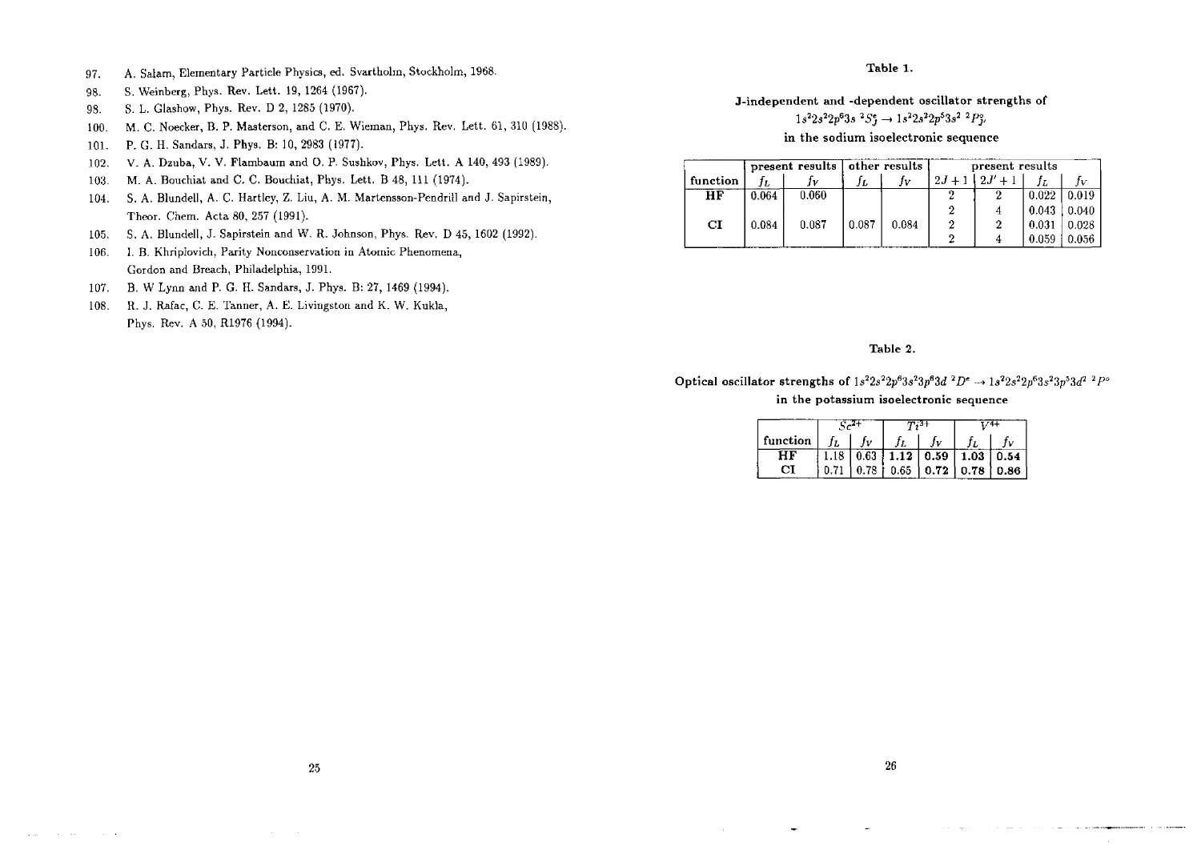97. A. Salam, Elementary Particle Physics, ed. Svartholm, Stockholm, 1968.
98. S. Weinberg, Phys. Rev. Lett. 19, 1264 (1967).
98. S. L. Glashow, Phys. Rev. D 2, 1285 (1970).
100. M. C. Noecker, B. P. Masterson, and C. E. Wieman, Phys. Rev. Lett. 61, 310 (1988).
101. P. G. H. Sandars, J. Phys. B: 10, 2983 (1977).
102. V. A. Dzuba, V. V. Flambaum and O. P. Sushkov, Phys. Lett. A 140, 493 (1989).
103. M. A. Bouchiat and C. C. Bouchiat, Phys. Lett. B 48, 111 (1974).
104. S. A. Blundell, A. C. Hartley, Z. Liu, A. M. Martensson-Pendrill and J. Sapirstein, Theor. Chem. Acta 80, 257 (1991).
105. S. A. Blundell, J. Sapirstein and W. R. Johnson, Phys. Rev. D 45, 1602 (1992).
106. I. B. Khriplovich, Parity Nonconservation in Atomic Phenomena, Gordon and Breach, Philadelphia, 1991.
107. B. W Lynn and P. G. H. Sandars, J. Phys. B: 27, 1469 (1994).
108. R. J. Rafac, C. E. Tanner, A. E. Livingston and K. W. Kukla, Phys. Rev. A 50, R1976 (1994).

**Table 1.**

**J-independent and -dependent oscillator strengths of $1s^22s^22p^63s\ ^2S^e_J \rightarrow 1s^22s^22p^53s^2\ ^2P^o_{J'}$ in the sodium isoelectronic sequence**

| | present results | | other results | | present results | | | |
|---|---|---|---|---|---|---|---|---|
| function | $f_L$ | $f_V$ | $f_L$ | $f_V$ | $2J+1$ | $2J'+1$ | $f_L$ | $f_V$ |
| **HF** | 0.064 | 0.060 | | | 2 | 2 | 0.022 | 0.019 |
| | | | | | 2 | 4 | 0.043 | 0.040 |
| **CI** | 0.084 | 0.087 | 0.087 | 0.084 | 2 | 2 | 0.031 | 0.028 |
| | | | | | 2 | 4 | 0.059 | 0.056 |

**Table 2.**

**Optical oscillator strengths of $1s^22s^22p^63s^23p^63d\ ^2D^e \rightarrow 1s^22s^22p^63s^23p^53d^2\ ^2P^o$ in the potassium isoelectronic sequence**

| | $Sc^{2+}$ | | $Ti^{3+}$ | | $V^{4+}$ | |
|---|---|---|---|---|---|---|
| function | $f_L$ | $f_V$ | $f_L$ | $f_V$ | $f_L$ | $f_V$ |
| **HF** | 1.18 | 0.63 | 1.12 | 0.59 | 1.03 | 0.54 |
| **CI** | 0.71 | 0.78 | 0.65 | 0.72 | 0.78 | 0.86 |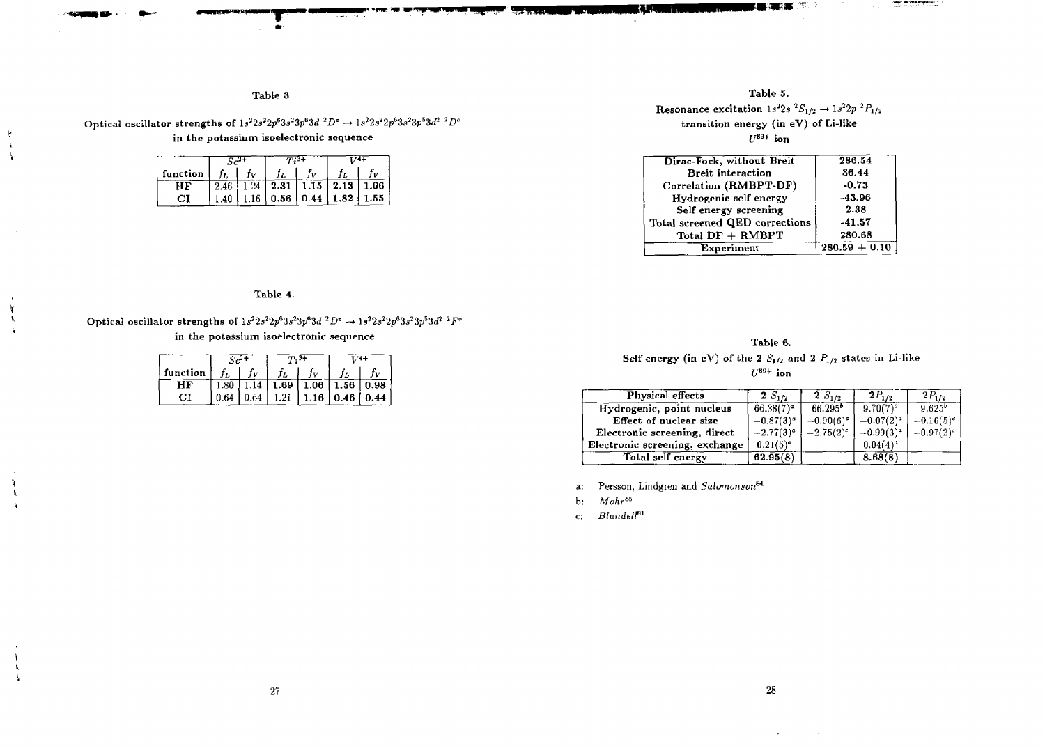### Table 3.

Optical oscillator strengths of $1s^2 2s^2 2p^6 3s^2 3p^6 3d\ ^2D^e \rightarrow 1s^2 2s^2 2p^6 3s^2 3p^5 3d^2\ ^2D^o$ in the potassium isoelectronic sequence

| | $Sc^{2+}$ | | $Ti^{3+}$ | | $V^{4+}$ | |
|---|---|---|---|---|---|---|
| function | $f_L$ | $f_V$ | $f_L$ | $f_V$ | $f_L$ | $f_V$ |
| HF | 2.46 | 1.24 | 2.31 | 1.15 | 2.13 | 1.06 |
| CI | 1.40 | 1.16 | 0.56 | 0.44 | 1.82 | 1.55 |

### Table 4.

Optical oscillator strengths of $1s^2 2s^2 2p^6 3s^2 3p^6 3d\ ^2D^e \rightarrow 1s^2 2s^2 2p^6 3s^2 3p^5 3d^2\ ^2F^o$ in the potassium isoelectronic sequence

| | $Sc^{2+}$ | | $Ti^{3+}$ | | $V^{4+}$ | |
|---|---|---|---|---|---|---|
| function | $f_L$ | $f_V$ | $f_L$ | $f_V$ | $f_L$ | $f_V$ |
| HF | 1.80 | 1.14 | 1.69 | 1.06 | 1.56 | 0.98 |
| CI | 0.64 | 0.64 | 1.21 | 1.16 | 0.46 | 0.44 |

### Table 5.

Resonance excitation $1s^2 2s\ ^2S_{1/2} \rightarrow 1s^2 2p\ ^2P_{1/2}$ transition energy (in eV) of Li-like $U^{89+}$ ion

| | |
|---|---|
| Dirac-Fock, without Breit | 286.54 |
| Breit interaction | 36.44 |
| Correlation (RMBPT-DF) | -0.73 |
| Hydrogenic self energy | -43.96 |
| Self energy screening | 2.38 |
| Total screened QED corrections | -41.57 |
| Total DF + RMBPT | 280.68 |
| Experiment | 280.59 + 0.10 |

### Table 6.

Self energy (in eV) of the 2 $S_{1/2}$ and 2 $P_{1/2}$ states in Li-like $U^{89+}$ ion

| Physical effects | 2 $S_{1/2}$ | 2 $S_{1/2}$ | $2P_{1/2}$ | $2P_{1/2}$ |
|---|---|---|---|---|
| Hydrogenic, point nucleus | 66.38(7)[a] | 66.295[b] | 9.70(7)[a] | 9.625[b] |
| Effect of nuclear size | −0.87(3)[a] | −0.90(6)[c] | −0.07(2)[a] | −0.10(5)[c] |
| Electronic screening, direct | −2.77(3)[a] | −2.75(2)[c] | −0.99(3)[a] | −0.97(2)[c] |
| Electronic screening, exchange | 0.21(5)[a] | | 0.04(4)[a] | |
| Total self energy | 62.95(8) | | 8.68(8) | |

a: Persson, Lindgren and *Salomonson*[84]

b: *Mohr*[85]

c: *Blundell*[81]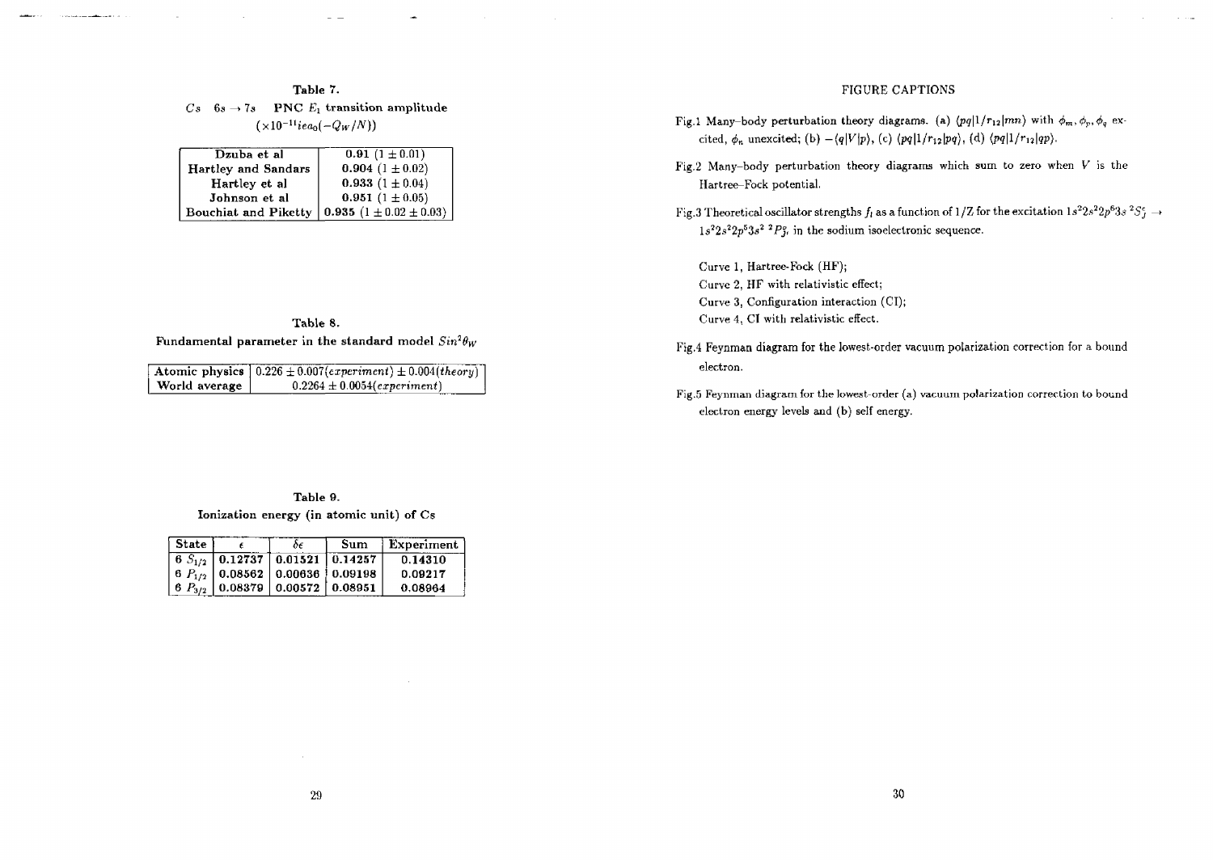**Table 7.**

$Cs\ \ 6s \rightarrow 7s$ **PNC $E_1$ transition amplitude**

$(\times 10^{-11} iea_0(-Q_W/N))$

| | |
|---|---|
| Dzuba et al | **0.91** $(1 \pm 0.01)$ |
| Hartley and Sandars | **0.904** $(1 \pm 0.02)$ |
| Hartley et al | **0.933** $(1 \pm 0.04)$ |
| Johnson et al | **0.951** $(1 \pm 0.05)$ |
| Bouchiat and Piketty | **0.935** $(1 \pm 0.02 \pm 0.03)$ |

**Table 8.**

**Fundamental parameter in the standard model $Sin^2\theta_W$**

| | |
|---|---|
| **Atomic physics** | $0.226 \pm 0.007(experiment) \pm 0.004(theory)$ |
| **World average** | $0.2264 \pm 0.0054(experiment)$ |

**Table 9.**

**Ionization energy (in atomic unit) of Cs**

| State | $\epsilon$ | $\delta\epsilon$ | Sum | Experiment |
|---|---|---|---|---|
| $6\ S_{1/2}$ | 0.12737 | 0.01521 | 0.14257 | 0.14310 |
| $6\ P_{1/2}$ | 0.08562 | 0.00636 | 0.09198 | 0.09217 |
| $6\ P_{3/2}$ | 0.08379 | 0.00572 | 0.08951 | 0.08964 |

## FIGURE CAPTIONS

Fig.1 Many-body perturbation theory diagrams. (a) $\langle pq|1/r_{12}|mn\rangle$ with $\phi_m, \phi_p, \phi_q$ excited, $\phi_n$ unexcited; (b) $-\langle q|V|p\rangle$, (c) $\langle pq|1/r_{12}|pq\rangle$, (d) $\langle pq|1/r_{12}|qp\rangle$.

Fig.2 Many-body perturbation theory diagrams which sum to zero when $V$ is the Hartree–Fock potential.

Fig.3 Theoretical oscillator strengths $f_l$ as a function of $1/Z$ for the excitation $1s^2 2s^2 2p^6 3s\ {}^2S_J^e \rightarrow 1s^2 2s^2 2p^5 3s^2\ {}^2P_{J'}^o$ in the sodium isoelectronic sequence.

Curve 1, Hartree-Fock (HF);
Curve 2, HF with relativistic effect;
Curve 3, Configuration interaction (CI);
Curve 4, CI with relativistic effect.

Fig.4 Feynman diagram for the lowest-order vacuum polarization correction for a bound electron.

Fig.5 Feynman diagram for the lowest-order (a) vacuum polarization correction to bound electron energy levels and (b) self energy.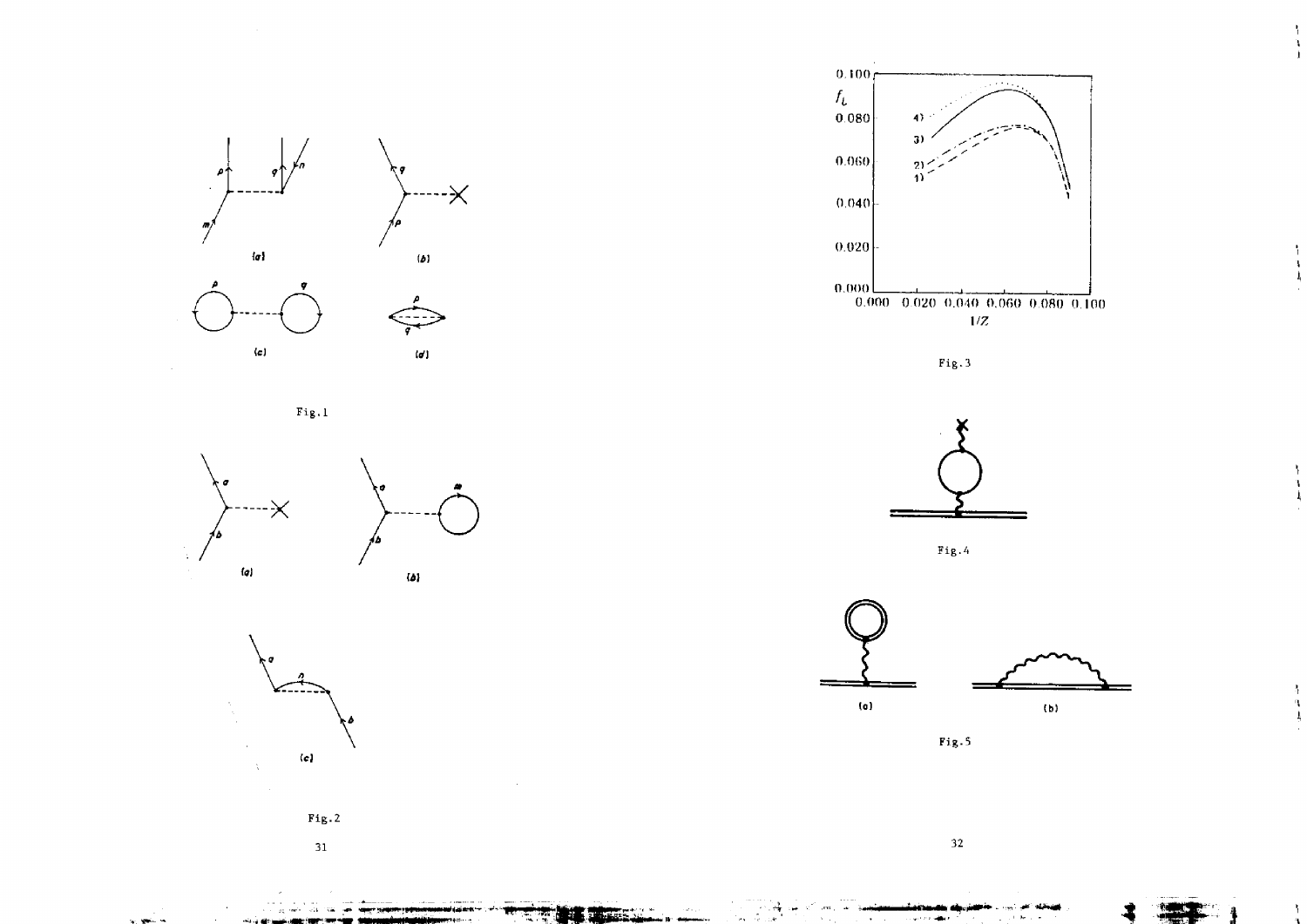(a)

(b)

(c)

(d)

Fig.1

(a)

(b)

(c)

Fig.2

0.100

$f_L$

0.080

0.060

0.040

0.020

0.000

0.000 0.020 0.040 0.060 0.080 0.100

1/Z

4)

3)

2)

1)

Fig.3

Fig.4

(a)

(b)

Fig.5